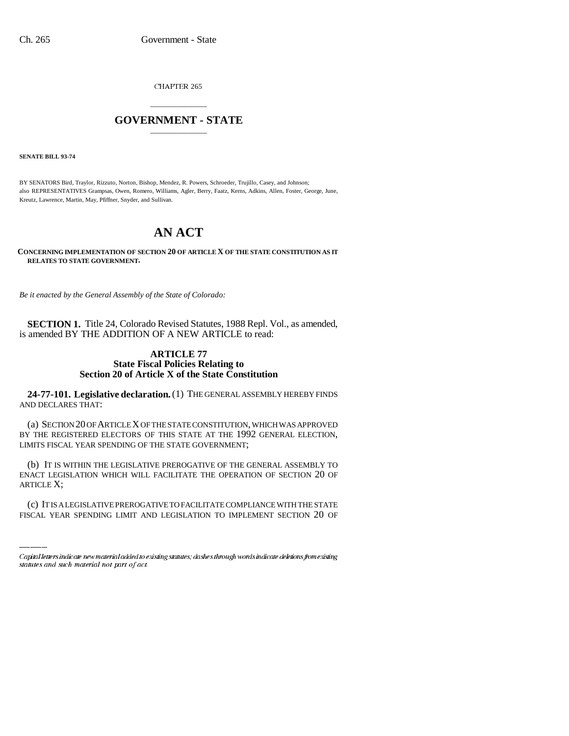CHAPTER 265

# GOVERNMENT - STATE

**SENATE BILL 93-74**

BY SENATORS Bird, Traylor, Rizzuto, Norton, Bishop, Mendez, R. Powers, Schroeder, Trujillo, Casey, and Johnson;
also REPRESENTATIVES Grampsas, Owen, Romero, Williams, Agler, Berry, Faatz, Kerns, Adkins, Allen, Foster, George, June, Kreutz, Lawrence, Martin, May, Pfiffner, Snyder, and Sullivan.

# AN ACT

**CONCERNING IMPLEMENTATION OF SECTION 20 OF ARTICLE X OF THE STATE CONSTITUTION AS IT RELATES TO STATE GOVERNMENT.**

*Be it enacted by the General Assembly of the State of Colorado:*

**SECTION 1.** Title 24, Colorado Revised Statutes, 1988 Repl. Vol., as amended, is amended BY THE ADDITION OF A NEW ARTICLE to read:

### ARTICLE 77
### State Fiscal Policies Relating to Section 20 of Article X of the State Constitution

**24-77-101. Legislative declaration.** (1) THE GENERAL ASSEMBLY HEREBY FINDS AND DECLARES THAT:

(a) SECTION 20 OF ARTICLE X OF THE STATE CONSTITUTION, WHICH WAS APPROVED BY THE REGISTERED ELECTORS OF THIS STATE AT THE 1992 GENERAL ELECTION, LIMITS FISCAL YEAR SPENDING OF THE STATE GOVERNMENT;

(b) IT IS WITHIN THE LEGISLATIVE PREROGATIVE OF THE GENERAL ASSEMBLY TO ENACT LEGISLATION WHICH WILL FACILITATE THE OPERATION OF SECTION 20 OF ARTICLE X;

(c) IT IS A LEGISLATIVE PREROGATIVE TO FACILITATE COMPLIANCE WITH THE STATE FISCAL YEAR SPENDING LIMIT AND LEGISLATION TO IMPLEMENT SECTION 20 OF

Capital letters indicate new material added to existing statutes; dashes through words indicate deletions from existing statutes and such material not part of act.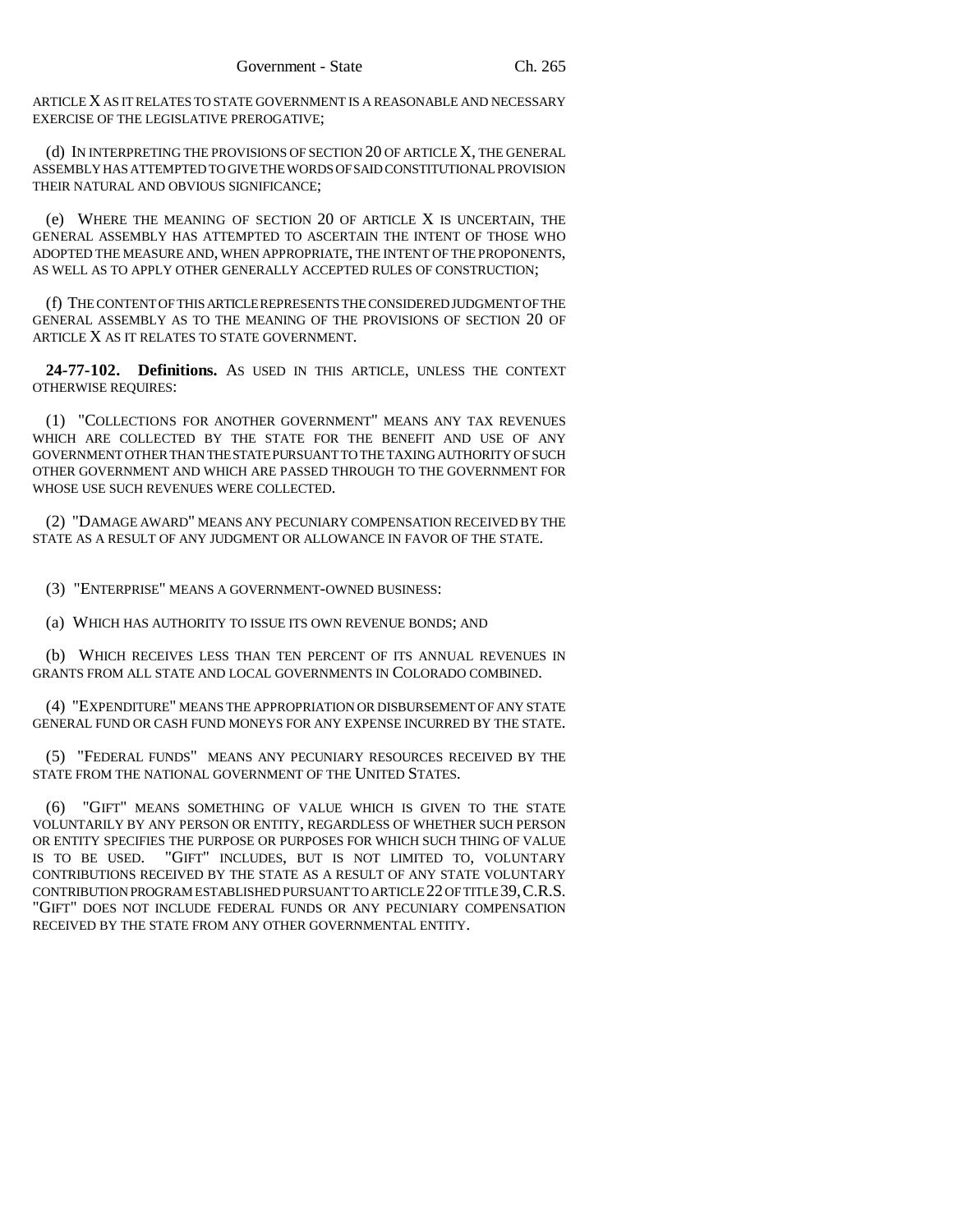ARTICLE X AS IT RELATES TO STATE GOVERNMENT IS A REASONABLE AND NECESSARY EXERCISE OF THE LEGISLATIVE PREROGATIVE;

(d) IN INTERPRETING THE PROVISIONS OF SECTION 20 OF ARTICLE X, THE GENERAL ASSEMBLY HAS ATTEMPTED TO GIVE THE WORDS OF SAID CONSTITUTIONAL PROVISION THEIR NATURAL AND OBVIOUS SIGNIFICANCE;

(e) WHERE THE MEANING OF SECTION 20 OF ARTICLE X IS UNCERTAIN, THE GENERAL ASSEMBLY HAS ATTEMPTED TO ASCERTAIN THE INTENT OF THOSE WHO ADOPTED THE MEASURE AND, WHEN APPROPRIATE, THE INTENT OF THE PROPONENTS, AS WELL AS TO APPLY OTHER GENERALLY ACCEPTED RULES OF CONSTRUCTION;

(f) THE CONTENT OF THIS ARTICLE REPRESENTS THE CONSIDERED JUDGMENT OF THE GENERAL ASSEMBLY AS TO THE MEANING OF THE PROVISIONS OF SECTION 20 OF ARTICLE X AS IT RELATES TO STATE GOVERNMENT.

**24-77-102. Definitions.** AS USED IN THIS ARTICLE, UNLESS THE CONTEXT OTHERWISE REQUIRES:

(1) "COLLECTIONS FOR ANOTHER GOVERNMENT" MEANS ANY TAX REVENUES WHICH ARE COLLECTED BY THE STATE FOR THE BENEFIT AND USE OF ANY GOVERNMENT OTHER THAN THE STATE PURSUANT TO THE TAXING AUTHORITY OF SUCH OTHER GOVERNMENT AND WHICH ARE PASSED THROUGH TO THE GOVERNMENT FOR WHOSE USE SUCH REVENUES WERE COLLECTED.

(2) "DAMAGE AWARD" MEANS ANY PECUNIARY COMPENSATION RECEIVED BY THE STATE AS A RESULT OF ANY JUDGMENT OR ALLOWANCE IN FAVOR OF THE STATE.

(3) "ENTERPRISE" MEANS A GOVERNMENT-OWNED BUSINESS:

(a) WHICH HAS AUTHORITY TO ISSUE ITS OWN REVENUE BONDS; AND

(b) WHICH RECEIVES LESS THAN TEN PERCENT OF ITS ANNUAL REVENUES IN GRANTS FROM ALL STATE AND LOCAL GOVERNMENTS IN COLORADO COMBINED.

(4) "EXPENDITURE" MEANS THE APPROPRIATION OR DISBURSEMENT OF ANY STATE GENERAL FUND OR CASH FUND MONEYS FOR ANY EXPENSE INCURRED BY THE STATE.

(5) "FEDERAL FUNDS" MEANS ANY PECUNIARY RESOURCES RECEIVED BY THE STATE FROM THE NATIONAL GOVERNMENT OF THE UNITED STATES.

(6) "GIFT" MEANS SOMETHING OF VALUE WHICH IS GIVEN TO THE STATE VOLUNTARILY BY ANY PERSON OR ENTITY, REGARDLESS OF WHETHER SUCH PERSON OR ENTITY SPECIFIES THE PURPOSE OR PURPOSES FOR WHICH SUCH THING OF VALUE IS TO BE USED. "GIFT" INCLUDES, BUT IS NOT LIMITED TO, VOLUNTARY CONTRIBUTIONS RECEIVED BY THE STATE AS A RESULT OF ANY STATE VOLUNTARY CONTRIBUTION PROGRAM ESTABLISHED PURSUANT TO ARTICLE 22 OF TITLE 39, C.R.S. "GIFT" DOES NOT INCLUDE FEDERAL FUNDS OR ANY PECUNIARY COMPENSATION RECEIVED BY THE STATE FROM ANY OTHER GOVERNMENTAL ENTITY.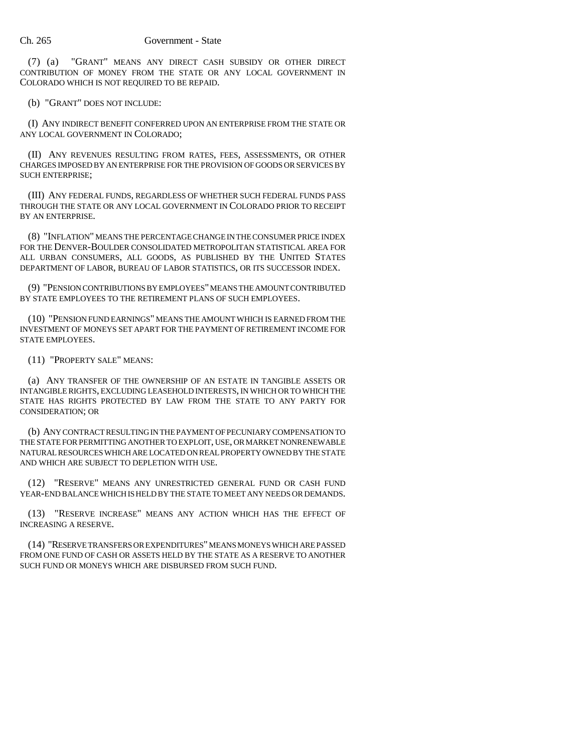(7) (a) "GRANT" MEANS ANY DIRECT CASH SUBSIDY OR OTHER DIRECT CONTRIBUTION OF MONEY FROM THE STATE OR ANY LOCAL GOVERNMENT IN COLORADO WHICH IS NOT REQUIRED TO BE REPAID.

(b) "GRANT" DOES NOT INCLUDE:

(I) ANY INDIRECT BENEFIT CONFERRED UPON AN ENTERPRISE FROM THE STATE OR ANY LOCAL GOVERNMENT IN COLORADO;

(II) ANY REVENUES RESULTING FROM RATES, FEES, ASSESSMENTS, OR OTHER CHARGES IMPOSED BY AN ENTERPRISE FOR THE PROVISION OF GOODS OR SERVICES BY SUCH ENTERPRISE;

(III) ANY FEDERAL FUNDS, REGARDLESS OF WHETHER SUCH FEDERAL FUNDS PASS THROUGH THE STATE OR ANY LOCAL GOVERNMENT IN COLORADO PRIOR TO RECEIPT BY AN ENTERPRISE.

(8) "INFLATION" MEANS THE PERCENTAGE CHANGE IN THE CONSUMER PRICE INDEX FOR THE DENVER-BOULDER CONSOLIDATED METROPOLITAN STATISTICAL AREA FOR ALL URBAN CONSUMERS, ALL GOODS, AS PUBLISHED BY THE UNITED STATES DEPARTMENT OF LABOR, BUREAU OF LABOR STATISTICS, OR ITS SUCCESSOR INDEX.

(9) "PENSION CONTRIBUTIONS BY EMPLOYEES" MEANS THE AMOUNT CONTRIBUTED BY STATE EMPLOYEES TO THE RETIREMENT PLANS OF SUCH EMPLOYEES.

(10) "PENSION FUND EARNINGS" MEANS THE AMOUNT WHICH IS EARNED FROM THE INVESTMENT OF MONEYS SET APART FOR THE PAYMENT OF RETIREMENT INCOME FOR STATE EMPLOYEES.

(11) "PROPERTY SALE" MEANS:

(a) ANY TRANSFER OF THE OWNERSHIP OF AN ESTATE IN TANGIBLE ASSETS OR INTANGIBLE RIGHTS, EXCLUDING LEASEHOLD INTERESTS, IN WHICH OR TO WHICH THE STATE HAS RIGHTS PROTECTED BY LAW FROM THE STATE TO ANY PARTY FOR CONSIDERATION; OR

(b) ANY CONTRACT RESULTING IN THE PAYMENT OF PECUNIARY COMPENSATION TO THE STATE FOR PERMITTING ANOTHER TO EXPLOIT, USE, OR MARKET NONRENEWABLE NATURAL RESOURCES WHICH ARE LOCATED ON REAL PROPERTY OWNED BY THE STATE AND WHICH ARE SUBJECT TO DEPLETION WITH USE.

(12) "RESERVE" MEANS ANY UNRESTRICTED GENERAL FUND OR CASH FUND YEAR-END BALANCE WHICH IS HELD BY THE STATE TO MEET ANY NEEDS OR DEMANDS.

(13) "RESERVE INCREASE" MEANS ANY ACTION WHICH HAS THE EFFECT OF INCREASING A RESERVE.

(14) "RESERVE TRANSFERS OR EXPENDITURES" MEANS MONEYS WHICH ARE PASSED FROM ONE FUND OF CASH OR ASSETS HELD BY THE STATE AS A RESERVE TO ANOTHER SUCH FUND OR MONEYS WHICH ARE DISBURSED FROM SUCH FUND.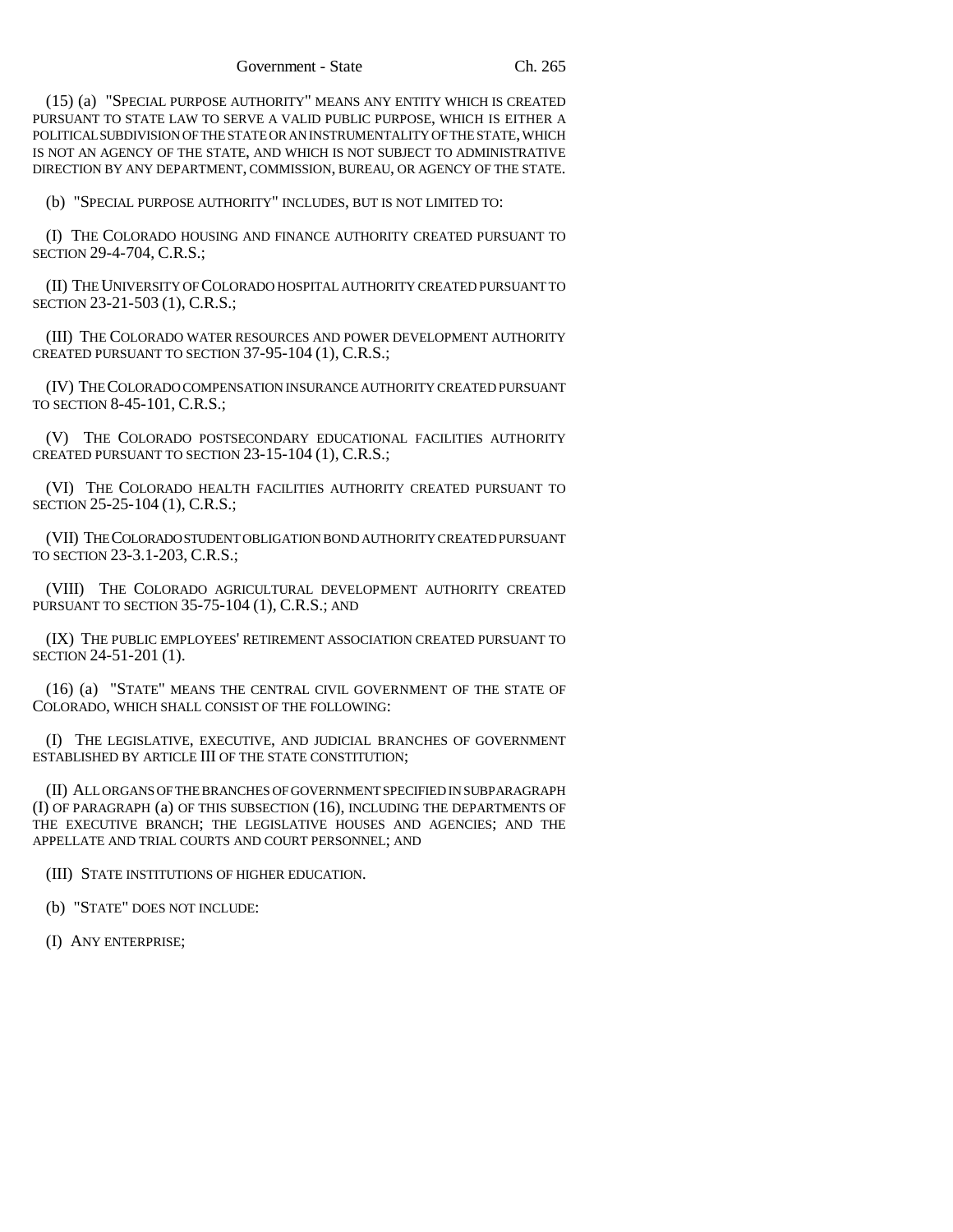(15) (a) "SPECIAL PURPOSE AUTHORITY" MEANS ANY ENTITY WHICH IS CREATED PURSUANT TO STATE LAW TO SERVE A VALID PUBLIC PURPOSE, WHICH IS EITHER A POLITICAL SUBDIVISION OF THE STATE OR AN INSTRUMENTALITY OF THE STATE, WHICH IS NOT AN AGENCY OF THE STATE, AND WHICH IS NOT SUBJECT TO ADMINISTRATIVE DIRECTION BY ANY DEPARTMENT, COMMISSION, BUREAU, OR AGENCY OF THE STATE.

(b) "SPECIAL PURPOSE AUTHORITY" INCLUDES, BUT IS NOT LIMITED TO:

(I) THE COLORADO HOUSING AND FINANCE AUTHORITY CREATED PURSUANT TO SECTION 29-4-704, C.R.S.;

(II) THE UNIVERSITY OF COLORADO HOSPITAL AUTHORITY CREATED PURSUANT TO SECTION 23-21-503 (1), C.R.S.;

(III) THE COLORADO WATER RESOURCES AND POWER DEVELOPMENT AUTHORITY CREATED PURSUANT TO SECTION 37-95-104 (1), C.R.S.;

(IV) THE COLORADO COMPENSATION INSURANCE AUTHORITY CREATED PURSUANT TO SECTION 8-45-101, C.R.S.;

(V) THE COLORADO POSTSECONDARY EDUCATIONAL FACILITIES AUTHORITY CREATED PURSUANT TO SECTION 23-15-104 (1), C.R.S.;

(VI) THE COLORADO HEALTH FACILITIES AUTHORITY CREATED PURSUANT TO SECTION 25-25-104 (1), C.R.S.;

(VII) THE COLORADO STUDENT OBLIGATION BOND AUTHORITY CREATED PURSUANT TO SECTION 23-3.1-203, C.R.S.;

(VIII) THE COLORADO AGRICULTURAL DEVELOPMENT AUTHORITY CREATED PURSUANT TO SECTION 35-75-104 (1), C.R.S.; AND

(IX) THE PUBLIC EMPLOYEES' RETIREMENT ASSOCIATION CREATED PURSUANT TO SECTION 24-51-201 (1).

(16) (a) "STATE" MEANS THE CENTRAL CIVIL GOVERNMENT OF THE STATE OF COLORADO, WHICH SHALL CONSIST OF THE FOLLOWING:

(I) THE LEGISLATIVE, EXECUTIVE, AND JUDICIAL BRANCHES OF GOVERNMENT ESTABLISHED BY ARTICLE III OF THE STATE CONSTITUTION;

(II) ALL ORGANS OF THE BRANCHES OF GOVERNMENT SPECIFIED IN SUBPARAGRAPH (I) OF PARAGRAPH (a) OF THIS SUBSECTION (16), INCLUDING THE DEPARTMENTS OF THE EXECUTIVE BRANCH; THE LEGISLATIVE HOUSES AND AGENCIES; AND THE APPELLATE AND TRIAL COURTS AND COURT PERSONNEL; AND

(III) STATE INSTITUTIONS OF HIGHER EDUCATION.

(b) "STATE" DOES NOT INCLUDE:

(I) ANY ENTERPRISE;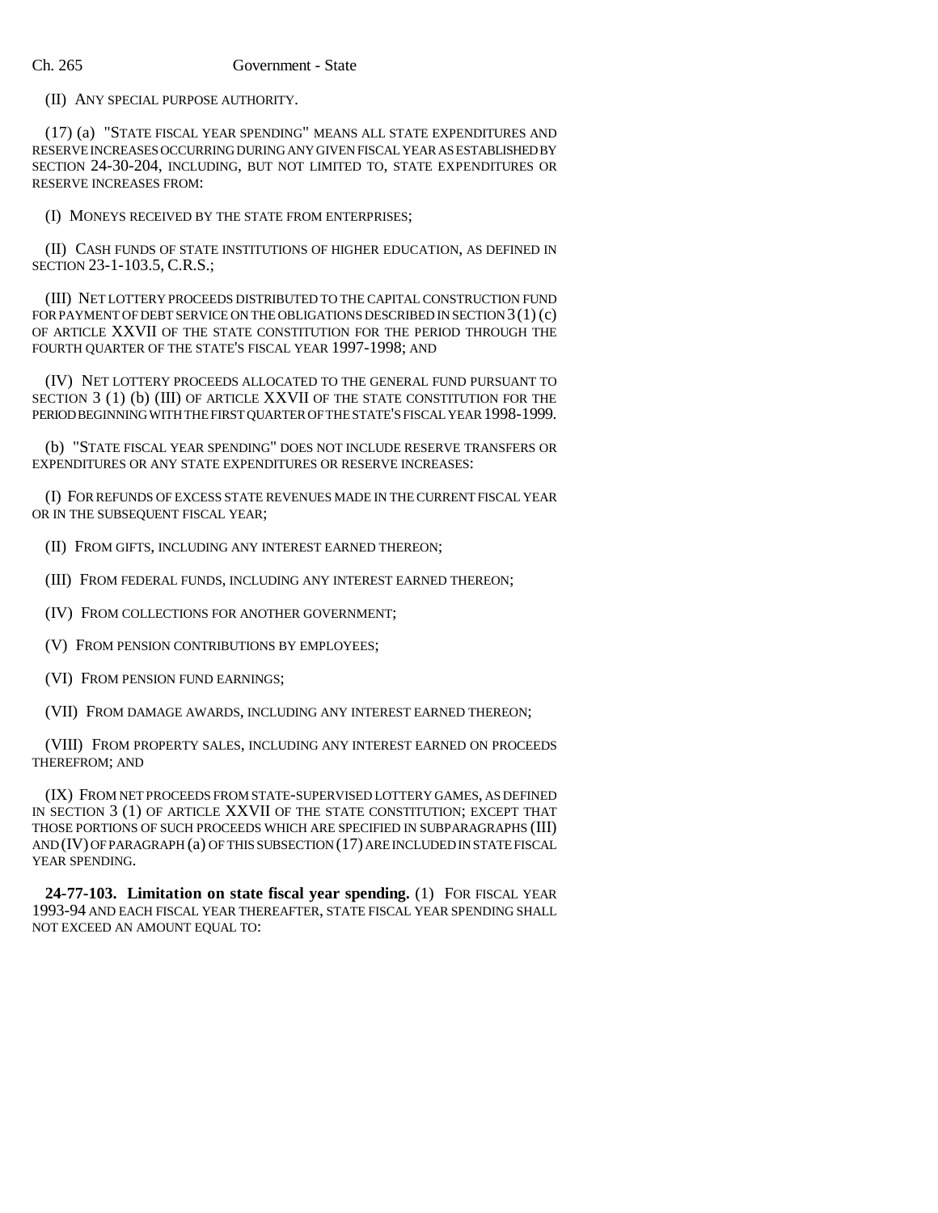(II) ANY SPECIAL PURPOSE AUTHORITY.

(17) (a) "STATE FISCAL YEAR SPENDING" MEANS ALL STATE EXPENDITURES AND RESERVE INCREASES OCCURRING DURING ANY GIVEN FISCAL YEAR AS ESTABLISHED BY SECTION 24-30-204, INCLUDING, BUT NOT LIMITED TO, STATE EXPENDITURES OR RESERVE INCREASES FROM:

(I) MONEYS RECEIVED BY THE STATE FROM ENTERPRISES;

(II) CASH FUNDS OF STATE INSTITUTIONS OF HIGHER EDUCATION, AS DEFINED IN SECTION 23-1-103.5, C.R.S.;

(III) NET LOTTERY PROCEEDS DISTRIBUTED TO THE CAPITAL CONSTRUCTION FUND FOR PAYMENT OF DEBT SERVICE ON THE OBLIGATIONS DESCRIBED IN SECTION 3 (1) (c) OF ARTICLE XXVII OF THE STATE CONSTITUTION FOR THE PERIOD THROUGH THE FOURTH QUARTER OF THE STATE'S FISCAL YEAR 1997-1998; AND

(IV) NET LOTTERY PROCEEDS ALLOCATED TO THE GENERAL FUND PURSUANT TO SECTION 3 (1) (b) (III) OF ARTICLE XXVII OF THE STATE CONSTITUTION FOR THE PERIOD BEGINNING WITH THE FIRST QUARTER OF THE STATE'S FISCAL YEAR 1998-1999.

(b) "STATE FISCAL YEAR SPENDING" DOES NOT INCLUDE RESERVE TRANSFERS OR EXPENDITURES OR ANY STATE EXPENDITURES OR RESERVE INCREASES:

(I) FOR REFUNDS OF EXCESS STATE REVENUES MADE IN THE CURRENT FISCAL YEAR OR IN THE SUBSEQUENT FISCAL YEAR;

(II) FROM GIFTS, INCLUDING ANY INTEREST EARNED THEREON;

(III) FROM FEDERAL FUNDS, INCLUDING ANY INTEREST EARNED THEREON;

(IV) FROM COLLECTIONS FOR ANOTHER GOVERNMENT;

(V) FROM PENSION CONTRIBUTIONS BY EMPLOYEES;

(VI) FROM PENSION FUND EARNINGS;

(VII) FROM DAMAGE AWARDS, INCLUDING ANY INTEREST EARNED THEREON;

(VIII) FROM PROPERTY SALES, INCLUDING ANY INTEREST EARNED ON PROCEEDS THEREFROM; AND

(IX) FROM NET PROCEEDS FROM STATE-SUPERVISED LOTTERY GAMES, AS DEFINED IN SECTION 3 (1) OF ARTICLE XXVII OF THE STATE CONSTITUTION; EXCEPT THAT THOSE PORTIONS OF SUCH PROCEEDS WHICH ARE SPECIFIED IN SUBPARAGRAPHS (III) AND (IV) OF PARAGRAPH (a) OF THIS SUBSECTION (17) ARE INCLUDED IN STATE FISCAL YEAR SPENDING.

**24-77-103. Limitation on state fiscal year spending.** (1) FOR FISCAL YEAR 1993-94 AND EACH FISCAL YEAR THEREAFTER, STATE FISCAL YEAR SPENDING SHALL NOT EXCEED AN AMOUNT EQUAL TO: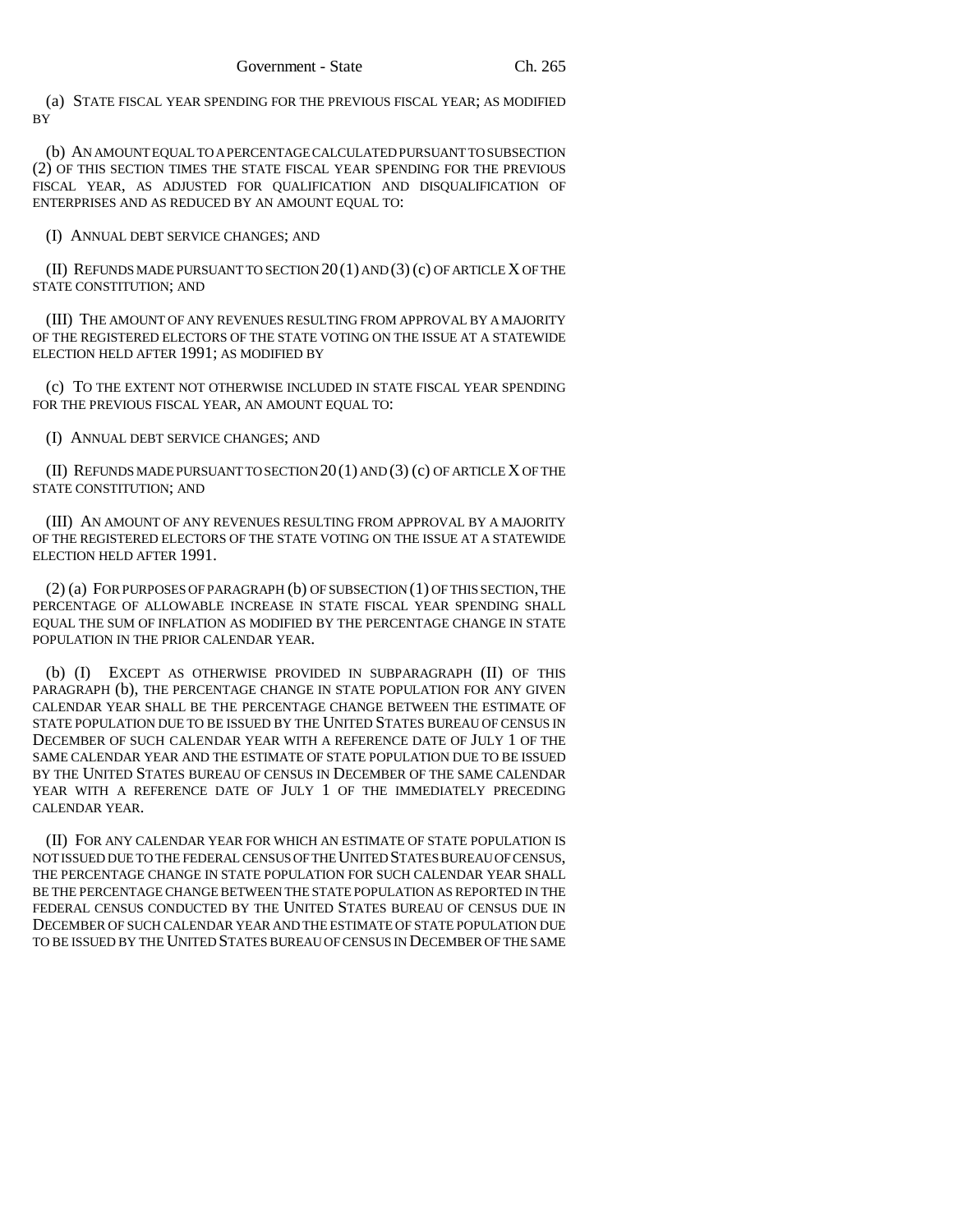(a) STATE FISCAL YEAR SPENDING FOR THE PREVIOUS FISCAL YEAR; AS MODIFIED BY

(b) AN AMOUNT EQUAL TO A PERCENTAGE CALCULATED PURSUANT TO SUBSECTION (2) OF THIS SECTION TIMES THE STATE FISCAL YEAR SPENDING FOR THE PREVIOUS FISCAL YEAR, AS ADJUSTED FOR QUALIFICATION AND DISQUALIFICATION OF ENTERPRISES AND AS REDUCED BY AN AMOUNT EQUAL TO:

(I) ANNUAL DEBT SERVICE CHANGES; AND

(II) REFUNDS MADE PURSUANT TO SECTION 20 (1) AND (3) (c) OF ARTICLE X OF THE STATE CONSTITUTION; AND

(III) THE AMOUNT OF ANY REVENUES RESULTING FROM APPROVAL BY A MAJORITY OF THE REGISTERED ELECTORS OF THE STATE VOTING ON THE ISSUE AT A STATEWIDE ELECTION HELD AFTER 1991; AS MODIFIED BY

(c) TO THE EXTENT NOT OTHERWISE INCLUDED IN STATE FISCAL YEAR SPENDING FOR THE PREVIOUS FISCAL YEAR, AN AMOUNT EQUAL TO:

(I) ANNUAL DEBT SERVICE CHANGES; AND

(II) REFUNDS MADE PURSUANT TO SECTION 20 (1) AND (3) (c) OF ARTICLE X OF THE STATE CONSTITUTION; AND

(III) AN AMOUNT OF ANY REVENUES RESULTING FROM APPROVAL BY A MAJORITY OF THE REGISTERED ELECTORS OF THE STATE VOTING ON THE ISSUE AT A STATEWIDE ELECTION HELD AFTER 1991.

(2) (a) FOR PURPOSES OF PARAGRAPH (b) OF SUBSECTION (1) OF THIS SECTION, THE PERCENTAGE OF ALLOWABLE INCREASE IN STATE FISCAL YEAR SPENDING SHALL EQUAL THE SUM OF INFLATION AS MODIFIED BY THE PERCENTAGE CHANGE IN STATE POPULATION IN THE PRIOR CALENDAR YEAR.

(b) (I) EXCEPT AS OTHERWISE PROVIDED IN SUBPARAGRAPH (II) OF THIS PARAGRAPH (b), THE PERCENTAGE CHANGE IN STATE POPULATION FOR ANY GIVEN CALENDAR YEAR SHALL BE THE PERCENTAGE CHANGE BETWEEN THE ESTIMATE OF STATE POPULATION DUE TO BE ISSUED BY THE UNITED STATES BUREAU OF CENSUS IN DECEMBER OF SUCH CALENDAR YEAR WITH A REFERENCE DATE OF JULY 1 OF THE SAME CALENDAR YEAR AND THE ESTIMATE OF STATE POPULATION DUE TO BE ISSUED BY THE UNITED STATES BUREAU OF CENSUS IN DECEMBER OF THE SAME CALENDAR YEAR WITH A REFERENCE DATE OF JULY 1 OF THE IMMEDIATELY PRECEDING CALENDAR YEAR.

(II) FOR ANY CALENDAR YEAR FOR WHICH AN ESTIMATE OF STATE POPULATION IS NOT ISSUED DUE TO THE FEDERAL CENSUS OF THE UNITED STATES BUREAU OF CENSUS, THE PERCENTAGE CHANGE IN STATE POPULATION FOR SUCH CALENDAR YEAR SHALL BE THE PERCENTAGE CHANGE BETWEEN THE STATE POPULATION AS REPORTED IN THE FEDERAL CENSUS CONDUCTED BY THE UNITED STATES BUREAU OF CENSUS DUE IN DECEMBER OF SUCH CALENDAR YEAR AND THE ESTIMATE OF STATE POPULATION DUE TO BE ISSUED BY THE UNITED STATES BUREAU OF CENSUS IN DECEMBER OF THE SAME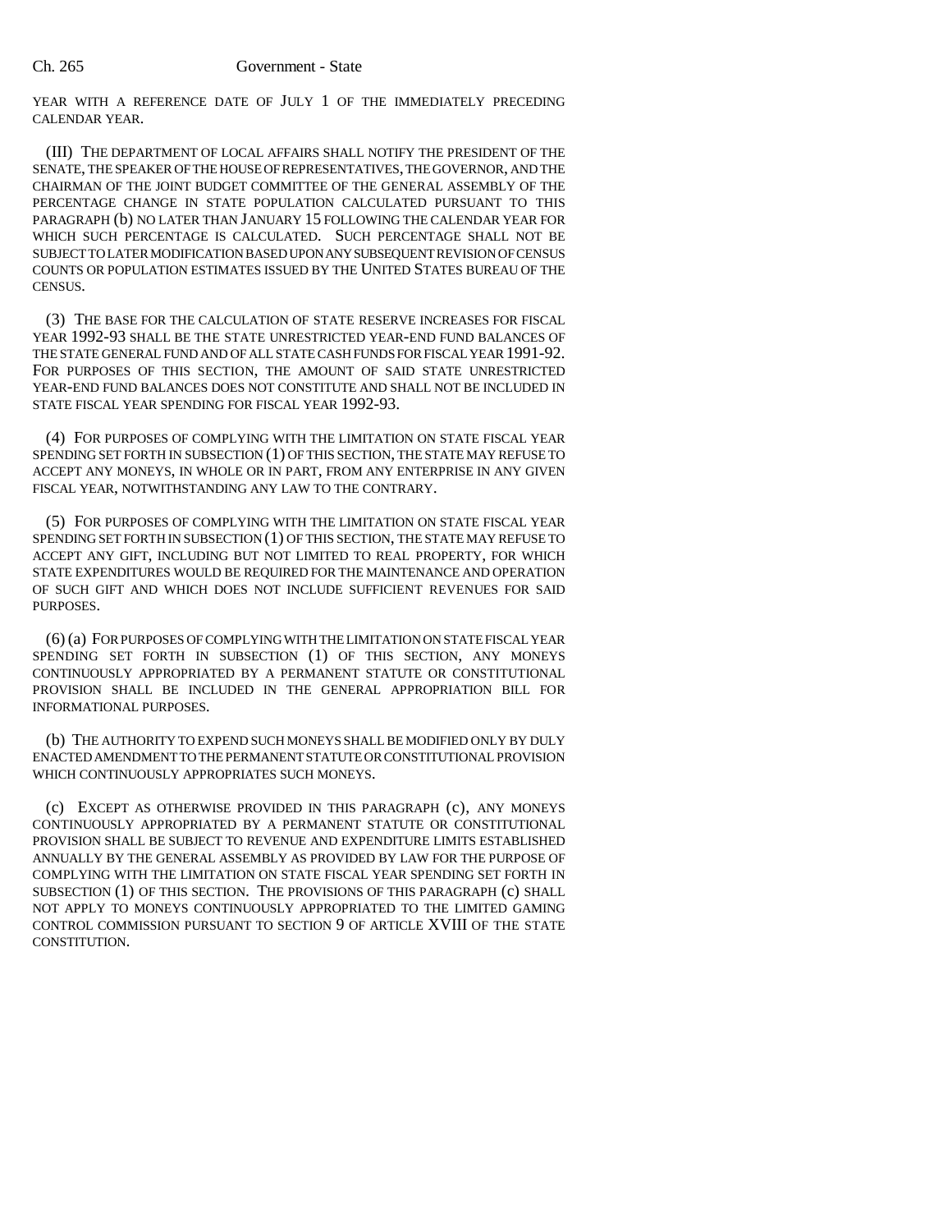YEAR WITH A REFERENCE DATE OF JULY 1 OF THE IMMEDIATELY PRECEDING CALENDAR YEAR.

(III) THE DEPARTMENT OF LOCAL AFFAIRS SHALL NOTIFY THE PRESIDENT OF THE SENATE, THE SPEAKER OF THE HOUSE OF REPRESENTATIVES, THE GOVERNOR, AND THE CHAIRMAN OF THE JOINT BUDGET COMMITTEE OF THE GENERAL ASSEMBLY OF THE PERCENTAGE CHANGE IN STATE POPULATION CALCULATED PURSUANT TO THIS PARAGRAPH (b) NO LATER THAN JANUARY 15 FOLLOWING THE CALENDAR YEAR FOR WHICH SUCH PERCENTAGE IS CALCULATED. SUCH PERCENTAGE SHALL NOT BE SUBJECT TO LATER MODIFICATION BASED UPON ANY SUBSEQUENT REVISION OF CENSUS COUNTS OR POPULATION ESTIMATES ISSUED BY THE UNITED STATES BUREAU OF THE CENSUS.

(3) THE BASE FOR THE CALCULATION OF STATE RESERVE INCREASES FOR FISCAL YEAR 1992-93 SHALL BE THE STATE UNRESTRICTED YEAR-END FUND BALANCES OF THE STATE GENERAL FUND AND OF ALL STATE CASH FUNDS FOR FISCAL YEAR 1991-92. FOR PURPOSES OF THIS SECTION, THE AMOUNT OF SAID STATE UNRESTRICTED YEAR-END FUND BALANCES DOES NOT CONSTITUTE AND SHALL NOT BE INCLUDED IN STATE FISCAL YEAR SPENDING FOR FISCAL YEAR 1992-93.

(4) FOR PURPOSES OF COMPLYING WITH THE LIMITATION ON STATE FISCAL YEAR SPENDING SET FORTH IN SUBSECTION (1) OF THIS SECTION, THE STATE MAY REFUSE TO ACCEPT ANY MONEYS, IN WHOLE OR IN PART, FROM ANY ENTERPRISE IN ANY GIVEN FISCAL YEAR, NOTWITHSTANDING ANY LAW TO THE CONTRARY.

(5) FOR PURPOSES OF COMPLYING WITH THE LIMITATION ON STATE FISCAL YEAR SPENDING SET FORTH IN SUBSECTION (1) OF THIS SECTION, THE STATE MAY REFUSE TO ACCEPT ANY GIFT, INCLUDING BUT NOT LIMITED TO REAL PROPERTY, FOR WHICH STATE EXPENDITURES WOULD BE REQUIRED FOR THE MAINTENANCE AND OPERATION OF SUCH GIFT AND WHICH DOES NOT INCLUDE SUFFICIENT REVENUES FOR SAID PURPOSES.

(6) (a) FOR PURPOSES OF COMPLYING WITH THE LIMITATION ON STATE FISCAL YEAR SPENDING SET FORTH IN SUBSECTION (1) OF THIS SECTION, ANY MONEYS CONTINUOUSLY APPROPRIATED BY A PERMANENT STATUTE OR CONSTITUTIONAL PROVISION SHALL BE INCLUDED IN THE GENERAL APPROPRIATION BILL FOR INFORMATIONAL PURPOSES.

(b) THE AUTHORITY TO EXPEND SUCH MONEYS SHALL BE MODIFIED ONLY BY DULY ENACTED AMENDMENT TO THE PERMANENT STATUTE OR CONSTITUTIONAL PROVISION WHICH CONTINUOUSLY APPROPRIATES SUCH MONEYS.

(c) EXCEPT AS OTHERWISE PROVIDED IN THIS PARAGRAPH (c), ANY MONEYS CONTINUOUSLY APPROPRIATED BY A PERMANENT STATUTE OR CONSTITUTIONAL PROVISION SHALL BE SUBJECT TO REVENUE AND EXPENDITURE LIMITS ESTABLISHED ANNUALLY BY THE GENERAL ASSEMBLY AS PROVIDED BY LAW FOR THE PURPOSE OF COMPLYING WITH THE LIMITATION ON STATE FISCAL YEAR SPENDING SET FORTH IN SUBSECTION (1) OF THIS SECTION. THE PROVISIONS OF THIS PARAGRAPH (c) SHALL NOT APPLY TO MONEYS CONTINUOUSLY APPROPRIATED TO THE LIMITED GAMING CONTROL COMMISSION PURSUANT TO SECTION 9 OF ARTICLE XVIII OF THE STATE CONSTITUTION.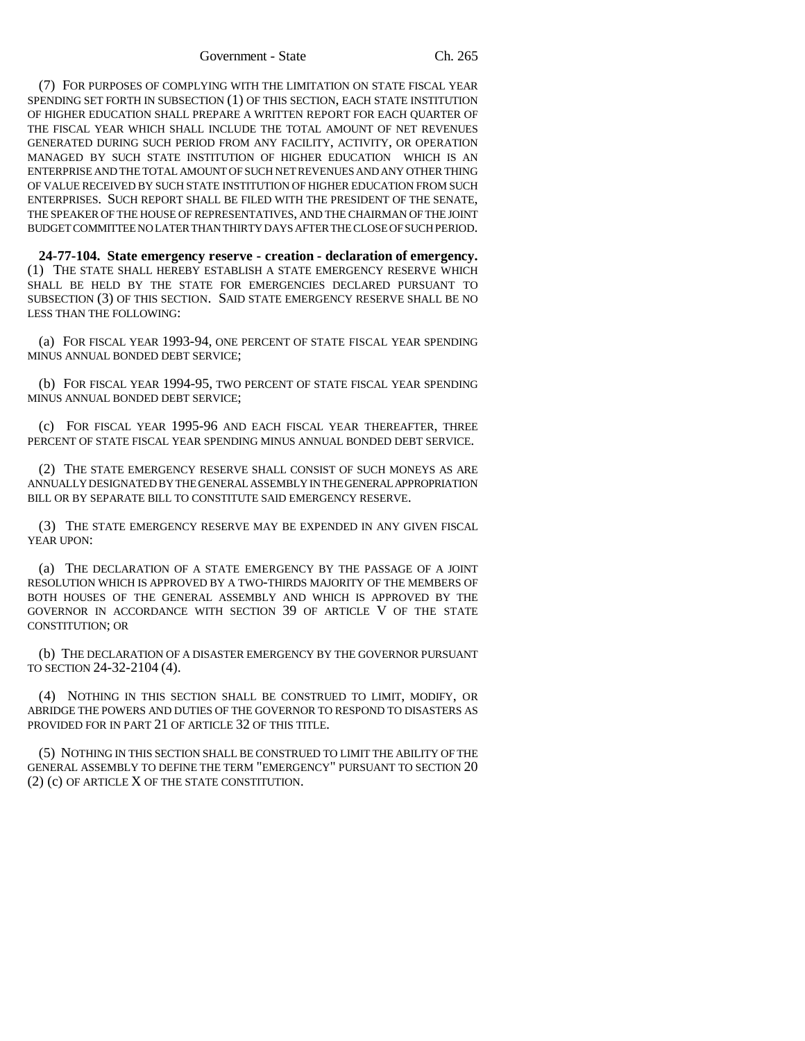(7) FOR PURPOSES OF COMPLYING WITH THE LIMITATION ON STATE FISCAL YEAR SPENDING SET FORTH IN SUBSECTION (1) OF THIS SECTION, EACH STATE INSTITUTION OF HIGHER EDUCATION SHALL PREPARE A WRITTEN REPORT FOR EACH QUARTER OF THE FISCAL YEAR WHICH SHALL INCLUDE THE TOTAL AMOUNT OF NET REVENUES GENERATED DURING SUCH PERIOD FROM ANY FACILITY, ACTIVITY, OR OPERATION MANAGED BY SUCH STATE INSTITUTION OF HIGHER EDUCATION WHICH IS AN ENTERPRISE AND THE TOTAL AMOUNT OF SUCH NET REVENUES AND ANY OTHER THING OF VALUE RECEIVED BY SUCH STATE INSTITUTION OF HIGHER EDUCATION FROM SUCH ENTERPRISES. SUCH REPORT SHALL BE FILED WITH THE PRESIDENT OF THE SENATE, THE SPEAKER OF THE HOUSE OF REPRESENTATIVES, AND THE CHAIRMAN OF THE JOINT BUDGET COMMITTEE NO LATER THAN THIRTY DAYS AFTER THE CLOSE OF SUCH PERIOD.

**24-77-104. State emergency reserve - creation - declaration of emergency.** (1) THE STATE SHALL HEREBY ESTABLISH A STATE EMERGENCY RESERVE WHICH SHALL BE HELD BY THE STATE FOR EMERGENCIES DECLARED PURSUANT TO SUBSECTION (3) OF THIS SECTION. SAID STATE EMERGENCY RESERVE SHALL BE NO LESS THAN THE FOLLOWING:

(a) FOR FISCAL YEAR 1993-94, ONE PERCENT OF STATE FISCAL YEAR SPENDING MINUS ANNUAL BONDED DEBT SERVICE;

(b) FOR FISCAL YEAR 1994-95, TWO PERCENT OF STATE FISCAL YEAR SPENDING MINUS ANNUAL BONDED DEBT SERVICE;

(c) FOR FISCAL YEAR 1995-96 AND EACH FISCAL YEAR THEREAFTER, THREE PERCENT OF STATE FISCAL YEAR SPENDING MINUS ANNUAL BONDED DEBT SERVICE.

(2) THE STATE EMERGENCY RESERVE SHALL CONSIST OF SUCH MONEYS AS ARE ANNUALLY DESIGNATED BY THE GENERAL ASSEMBLY IN THE GENERAL APPROPRIATION BILL OR BY SEPARATE BILL TO CONSTITUTE SAID EMERGENCY RESERVE.

(3) THE STATE EMERGENCY RESERVE MAY BE EXPENDED IN ANY GIVEN FISCAL YEAR UPON:

(a) THE DECLARATION OF A STATE EMERGENCY BY THE PASSAGE OF A JOINT RESOLUTION WHICH IS APPROVED BY A TWO-THIRDS MAJORITY OF THE MEMBERS OF BOTH HOUSES OF THE GENERAL ASSEMBLY AND WHICH IS APPROVED BY THE GOVERNOR IN ACCORDANCE WITH SECTION 39 OF ARTICLE V OF THE STATE CONSTITUTION; OR

(b) THE DECLARATION OF A DISASTER EMERGENCY BY THE GOVERNOR PURSUANT TO SECTION 24-32-2104 (4).

(4) NOTHING IN THIS SECTION SHALL BE CONSTRUED TO LIMIT, MODIFY, OR ABRIDGE THE POWERS AND DUTIES OF THE GOVERNOR TO RESPOND TO DISASTERS AS PROVIDED FOR IN PART 21 OF ARTICLE 32 OF THIS TITLE.

(5) NOTHING IN THIS SECTION SHALL BE CONSTRUED TO LIMIT THE ABILITY OF THE GENERAL ASSEMBLY TO DEFINE THE TERM "EMERGENCY" PURSUANT TO SECTION 20 (2) (c) OF ARTICLE X OF THE STATE CONSTITUTION.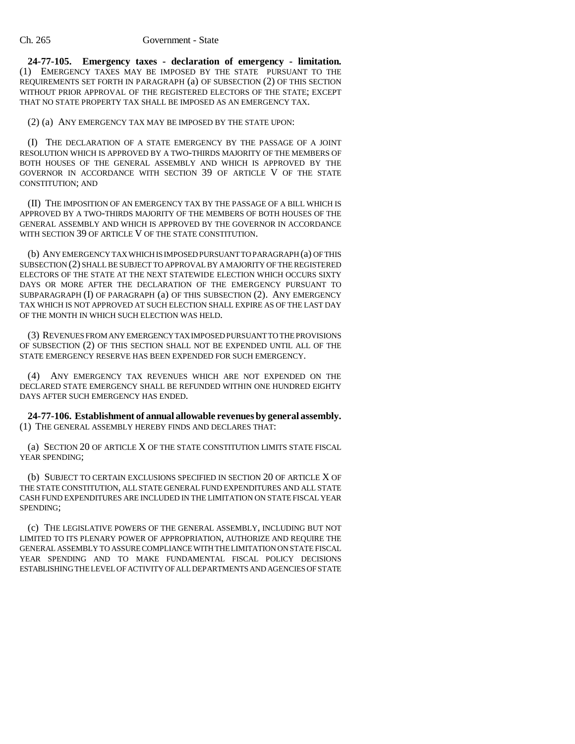**24-77-105. Emergency taxes - declaration of emergency - limitation.** (1) EMERGENCY TAXES MAY BE IMPOSED BY THE STATE PURSUANT TO THE REQUIREMENTS SET FORTH IN PARAGRAPH (a) OF SUBSECTION (2) OF THIS SECTION WITHOUT PRIOR APPROVAL OF THE REGISTERED ELECTORS OF THE STATE; EXCEPT THAT NO STATE PROPERTY TAX SHALL BE IMPOSED AS AN EMERGENCY TAX.

(2) (a) ANY EMERGENCY TAX MAY BE IMPOSED BY THE STATE UPON:

(I) THE DECLARATION OF A STATE EMERGENCY BY THE PASSAGE OF A JOINT RESOLUTION WHICH IS APPROVED BY A TWO-THIRDS MAJORITY OF THE MEMBERS OF BOTH HOUSES OF THE GENERAL ASSEMBLY AND WHICH IS APPROVED BY THE GOVERNOR IN ACCORDANCE WITH SECTION 39 OF ARTICLE V OF THE STATE CONSTITUTION; AND

(II) THE IMPOSITION OF AN EMERGENCY TAX BY THE PASSAGE OF A BILL WHICH IS APPROVED BY A TWO-THIRDS MAJORITY OF THE MEMBERS OF BOTH HOUSES OF THE GENERAL ASSEMBLY AND WHICH IS APPROVED BY THE GOVERNOR IN ACCORDANCE WITH SECTION 39 OF ARTICLE V OF THE STATE CONSTITUTION.

(b) ANY EMERGENCY TAX WHICH IS IMPOSED PURSUANT TO PARAGRAPH (a) OF THIS SUBSECTION (2) SHALL BE SUBJECT TO APPROVAL BY A MAJORITY OF THE REGISTERED ELECTORS OF THE STATE AT THE NEXT STATEWIDE ELECTION WHICH OCCURS SIXTY DAYS OR MORE AFTER THE DECLARATION OF THE EMERGENCY PURSUANT TO SUBPARAGRAPH (I) OF PARAGRAPH (a) OF THIS SUBSECTION (2). ANY EMERGENCY TAX WHICH IS NOT APPROVED AT SUCH ELECTION SHALL EXPIRE AS OF THE LAST DAY OF THE MONTH IN WHICH SUCH ELECTION WAS HELD.

(3) REVENUES FROM ANY EMERGENCY TAX IMPOSED PURSUANT TO THE PROVISIONS OF SUBSECTION (2) OF THIS SECTION SHALL NOT BE EXPENDED UNTIL ALL OF THE STATE EMERGENCY RESERVE HAS BEEN EXPENDED FOR SUCH EMERGENCY.

(4) ANY EMERGENCY TAX REVENUES WHICH ARE NOT EXPENDED ON THE DECLARED STATE EMERGENCY SHALL BE REFUNDED WITHIN ONE HUNDRED EIGHTY DAYS AFTER SUCH EMERGENCY HAS ENDED.

**24-77-106. Establishment of annual allowable revenues by general assembly.** (1) THE GENERAL ASSEMBLY HEREBY FINDS AND DECLARES THAT:

(a) SECTION 20 OF ARTICLE X OF THE STATE CONSTITUTION LIMITS STATE FISCAL YEAR SPENDING;

(b) SUBJECT TO CERTAIN EXCLUSIONS SPECIFIED IN SECTION 20 OF ARTICLE X OF THE STATE CONSTITUTION, ALL STATE GENERAL FUND EXPENDITURES AND ALL STATE CASH FUND EXPENDITURES ARE INCLUDED IN THE LIMITATION ON STATE FISCAL YEAR SPENDING;

(c) THE LEGISLATIVE POWERS OF THE GENERAL ASSEMBLY, INCLUDING BUT NOT LIMITED TO ITS PLENARY POWER OF APPROPRIATION, AUTHORIZE AND REQUIRE THE GENERAL ASSEMBLY TO ASSURE COMPLIANCE WITH THE LIMITATION ON STATE FISCAL YEAR SPENDING AND TO MAKE FUNDAMENTAL FISCAL POLICY DECISIONS ESTABLISHING THE LEVEL OF ACTIVITY OF ALL DEPARTMENTS AND AGENCIES OF STATE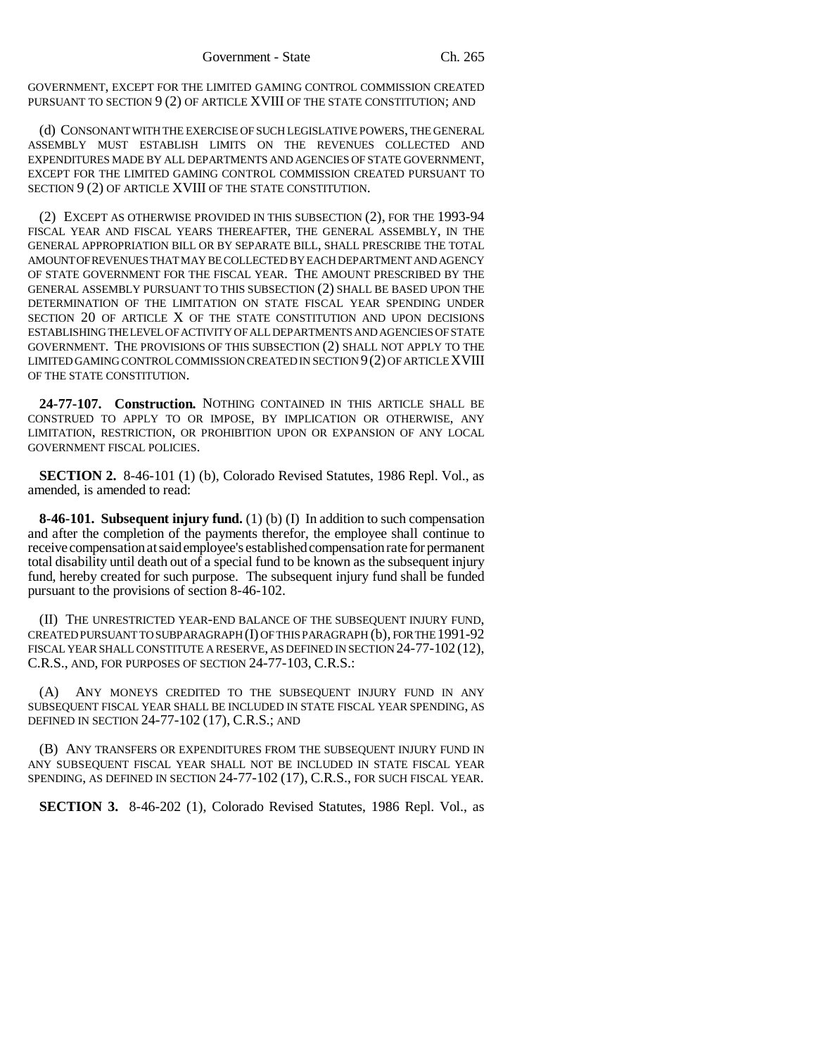GOVERNMENT, EXCEPT FOR THE LIMITED GAMING CONTROL COMMISSION CREATED PURSUANT TO SECTION 9 (2) OF ARTICLE XVIII OF THE STATE CONSTITUTION; AND

(d) CONSONANT WITH THE EXERCISE OF SUCH LEGISLATIVE POWERS, THE GENERAL ASSEMBLY MUST ESTABLISH LIMITS ON THE REVENUES COLLECTED AND EXPENDITURES MADE BY ALL DEPARTMENTS AND AGENCIES OF STATE GOVERNMENT, EXCEPT FOR THE LIMITED GAMING CONTROL COMMISSION CREATED PURSUANT TO SECTION 9 (2) OF ARTICLE XVIII OF THE STATE CONSTITUTION.

(2) EXCEPT AS OTHERWISE PROVIDED IN THIS SUBSECTION (2), FOR THE 1993-94 FISCAL YEAR AND FISCAL YEARS THEREAFTER, THE GENERAL ASSEMBLY, IN THE GENERAL APPROPRIATION BILL OR BY SEPARATE BILL, SHALL PRESCRIBE THE TOTAL AMOUNT OF REVENUES THAT MAY BE COLLECTED BY EACH DEPARTMENT AND AGENCY OF STATE GOVERNMENT FOR THE FISCAL YEAR. THE AMOUNT PRESCRIBED BY THE GENERAL ASSEMBLY PURSUANT TO THIS SUBSECTION (2) SHALL BE BASED UPON THE DETERMINATION OF THE LIMITATION ON STATE FISCAL YEAR SPENDING UNDER SECTION 20 OF ARTICLE X OF THE STATE CONSTITUTION AND UPON DECISIONS ESTABLISHING THE LEVEL OF ACTIVITY OF ALL DEPARTMENTS AND AGENCIES OF STATE GOVERNMENT. THE PROVISIONS OF THIS SUBSECTION (2) SHALL NOT APPLY TO THE LIMITED GAMING CONTROL COMMISSION CREATED IN SECTION 9 (2) OF ARTICLE XVIII OF THE STATE CONSTITUTION.

**24-77-107. Construction.** NOTHING CONTAINED IN THIS ARTICLE SHALL BE CONSTRUED TO APPLY TO OR IMPOSE, BY IMPLICATION OR OTHERWISE, ANY LIMITATION, RESTRICTION, OR PROHIBITION UPON OR EXPANSION OF ANY LOCAL GOVERNMENT FISCAL POLICIES.

**SECTION 2.** 8-46-101 (1) (b), Colorado Revised Statutes, 1986 Repl. Vol., as amended, is amended to read:

**8-46-101. Subsequent injury fund.** (1) (b) (I) In addition to such compensation and after the completion of the payments therefor, the employee shall continue to receive compensation at said employee's established compensation rate for permanent total disability until death out of a special fund to be known as the subsequent injury fund, hereby created for such purpose. The subsequent injury fund shall be funded pursuant to the provisions of section 8-46-102.

(II) THE UNRESTRICTED YEAR-END BALANCE OF THE SUBSEQUENT INJURY FUND, CREATED PURSUANT TO SUBPARAGRAPH (I) OF THIS PARAGRAPH (b), FOR THE 1991-92 FISCAL YEAR SHALL CONSTITUTE A RESERVE, AS DEFINED IN SECTION 24-77-102 (12), C.R.S., AND, FOR PURPOSES OF SECTION 24-77-103, C.R.S.:

(A) ANY MONEYS CREDITED TO THE SUBSEQUENT INJURY FUND IN ANY SUBSEQUENT FISCAL YEAR SHALL BE INCLUDED IN STATE FISCAL YEAR SPENDING, AS DEFINED IN SECTION 24-77-102 (17), C.R.S.; AND

(B) ANY TRANSFERS OR EXPENDITURES FROM THE SUBSEQUENT INJURY FUND IN ANY SUBSEQUENT FISCAL YEAR SHALL NOT BE INCLUDED IN STATE FISCAL YEAR SPENDING, AS DEFINED IN SECTION 24-77-102 (17), C.R.S., FOR SUCH FISCAL YEAR.

**SECTION 3.** 8-46-202 (1), Colorado Revised Statutes, 1986 Repl. Vol., as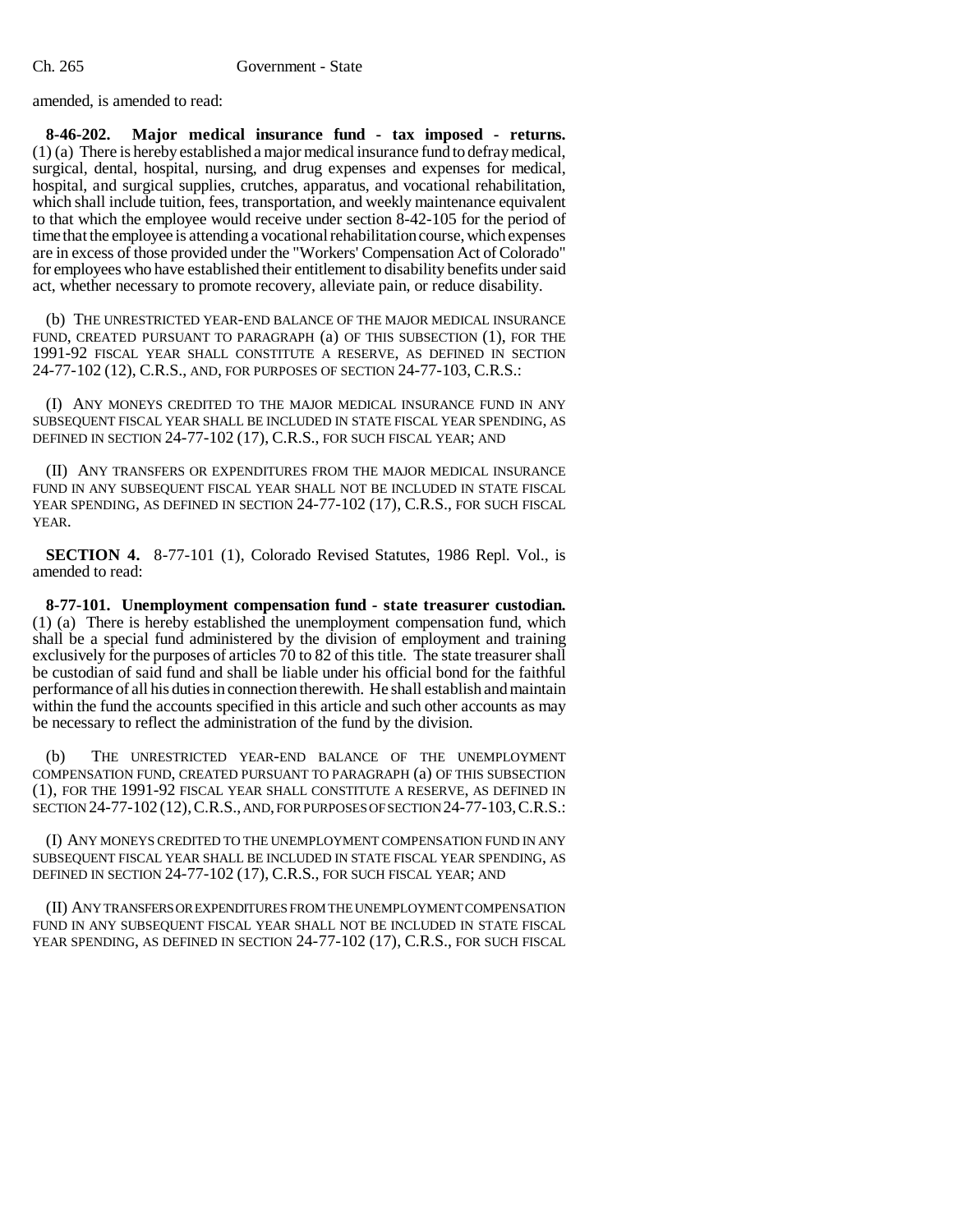amended, is amended to read:

**8-46-202. Major medical insurance fund - tax imposed - returns.** (1) (a) There is hereby established a major medical insurance fund to defray medical, surgical, dental, hospital, nursing, and drug expenses and expenses for medical, hospital, and surgical supplies, crutches, apparatus, and vocational rehabilitation, which shall include tuition, fees, transportation, and weekly maintenance equivalent to that which the employee would receive under section 8-42-105 for the period of time that the employee is attending a vocational rehabilitation course, which expenses are in excess of those provided under the "Workers' Compensation Act of Colorado" for employees who have established their entitlement to disability benefits under said act, whether necessary to promote recovery, alleviate pain, or reduce disability.

(b) THE UNRESTRICTED YEAR-END BALANCE OF THE MAJOR MEDICAL INSURANCE FUND, CREATED PURSUANT TO PARAGRAPH (a) OF THIS SUBSECTION (1), FOR THE 1991-92 FISCAL YEAR SHALL CONSTITUTE A RESERVE, AS DEFINED IN SECTION 24-77-102 (12), C.R.S., AND, FOR PURPOSES OF SECTION 24-77-103, C.R.S.:

(I) ANY MONEYS CREDITED TO THE MAJOR MEDICAL INSURANCE FUND IN ANY SUBSEQUENT FISCAL YEAR SHALL BE INCLUDED IN STATE FISCAL YEAR SPENDING, AS DEFINED IN SECTION 24-77-102 (17), C.R.S., FOR SUCH FISCAL YEAR; AND

(II) ANY TRANSFERS OR EXPENDITURES FROM THE MAJOR MEDICAL INSURANCE FUND IN ANY SUBSEQUENT FISCAL YEAR SHALL NOT BE INCLUDED IN STATE FISCAL YEAR SPENDING, AS DEFINED IN SECTION 24-77-102 (17), C.R.S., FOR SUCH FISCAL YEAR.

**SECTION 4.** 8-77-101 (1), Colorado Revised Statutes, 1986 Repl. Vol., is amended to read:

**8-77-101. Unemployment compensation fund - state treasurer custodian.** (1) (a) There is hereby established the unemployment compensation fund, which shall be a special fund administered by the division of employment and training exclusively for the purposes of articles 70 to 82 of this title. The state treasurer shall be custodian of said fund and shall be liable under his official bond for the faithful performance of all his duties in connection therewith. He shall establish and maintain within the fund the accounts specified in this article and such other accounts as may be necessary to reflect the administration of the fund by the division.

(b) THE UNRESTRICTED YEAR-END BALANCE OF THE UNEMPLOYMENT COMPENSATION FUND, CREATED PURSUANT TO PARAGRAPH (a) OF THIS SUBSECTION (1), FOR THE 1991-92 FISCAL YEAR SHALL CONSTITUTE A RESERVE, AS DEFINED IN SECTION 24-77-102 (12), C.R.S., AND, FOR PURPOSES OF SECTION 24-77-103, C.R.S.:

(I) ANY MONEYS CREDITED TO THE UNEMPLOYMENT COMPENSATION FUND IN ANY SUBSEQUENT FISCAL YEAR SHALL BE INCLUDED IN STATE FISCAL YEAR SPENDING, AS DEFINED IN SECTION 24-77-102 (17), C.R.S., FOR SUCH FISCAL YEAR; AND

(II) ANY TRANSFERS OR EXPENDITURES FROM THE UNEMPLOYMENT COMPENSATION FUND IN ANY SUBSEQUENT FISCAL YEAR SHALL NOT BE INCLUDED IN STATE FISCAL YEAR SPENDING, AS DEFINED IN SECTION 24-77-102 (17), C.R.S., FOR SUCH FISCAL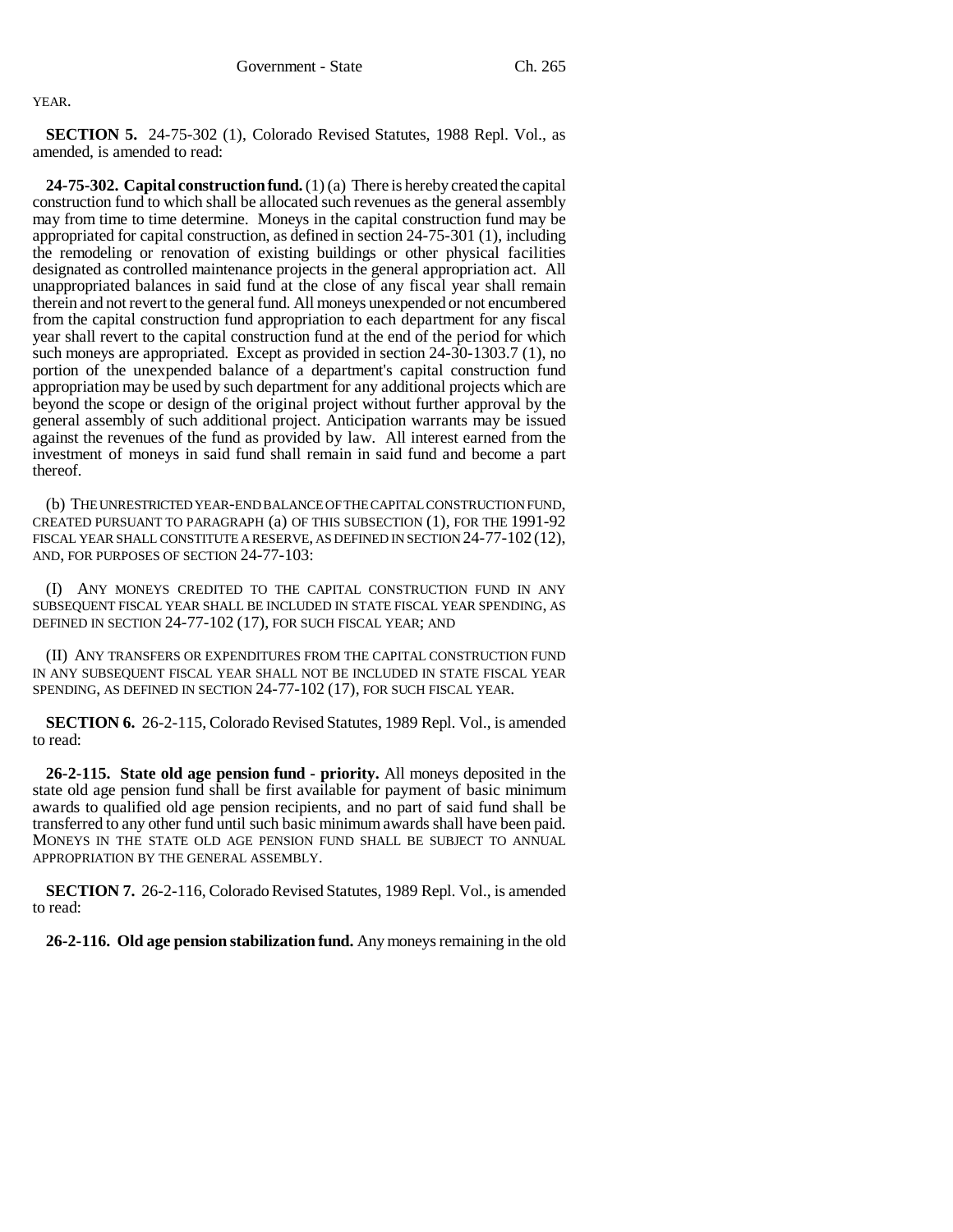YEAR.

**SECTION 5.** 24-75-302 (1), Colorado Revised Statutes, 1988 Repl. Vol., as amended, is amended to read:

**24-75-302. Capital construction fund.** (1) (a) There is hereby created the capital construction fund to which shall be allocated such revenues as the general assembly may from time to time determine. Moneys in the capital construction fund may be appropriated for capital construction, as defined in section 24-75-301 (1), including the remodeling or renovation of existing buildings or other physical facilities designated as controlled maintenance projects in the general appropriation act. All unappropriated balances in said fund at the close of any fiscal year shall remain therein and not revert to the general fund. All moneys unexpended or not encumbered from the capital construction fund appropriation to each department for any fiscal year shall revert to the capital construction fund at the end of the period for which such moneys are appropriated. Except as provided in section 24-30-1303.7 (1), no portion of the unexpended balance of a department's capital construction fund appropriation may be used by such department for any additional projects which are beyond the scope or design of the original project without further approval by the general assembly of such additional project. Anticipation warrants may be issued against the revenues of the fund as provided by law. All interest earned from the investment of moneys in said fund shall remain in said fund and become a part thereof.

(b) THE UNRESTRICTED YEAR-END BALANCE OF THE CAPITAL CONSTRUCTION FUND, CREATED PURSUANT TO PARAGRAPH (a) OF THIS SUBSECTION (1), FOR THE 1991-92 FISCAL YEAR SHALL CONSTITUTE A RESERVE, AS DEFINED IN SECTION 24-77-102 (12), AND, FOR PURPOSES OF SECTION 24-77-103:

(I) ANY MONEYS CREDITED TO THE CAPITAL CONSTRUCTION FUND IN ANY SUBSEQUENT FISCAL YEAR SHALL BE INCLUDED IN STATE FISCAL YEAR SPENDING, AS DEFINED IN SECTION 24-77-102 (17), FOR SUCH FISCAL YEAR; AND

(II) ANY TRANSFERS OR EXPENDITURES FROM THE CAPITAL CONSTRUCTION FUND IN ANY SUBSEQUENT FISCAL YEAR SHALL NOT BE INCLUDED IN STATE FISCAL YEAR SPENDING, AS DEFINED IN SECTION 24-77-102 (17), FOR SUCH FISCAL YEAR.

**SECTION 6.** 26-2-115, Colorado Revised Statutes, 1989 Repl. Vol., is amended to read:

**26-2-115. State old age pension fund - priority.** All moneys deposited in the state old age pension fund shall be first available for payment of basic minimum awards to qualified old age pension recipients, and no part of said fund shall be transferred to any other fund until such basic minimum awards shall have been paid. MONEYS IN THE STATE OLD AGE PENSION FUND SHALL BE SUBJECT TO ANNUAL APPROPRIATION BY THE GENERAL ASSEMBLY.

**SECTION 7.** 26-2-116, Colorado Revised Statutes, 1989 Repl. Vol., is amended to read:

**26-2-116. Old age pension stabilization fund.** Any moneys remaining in the old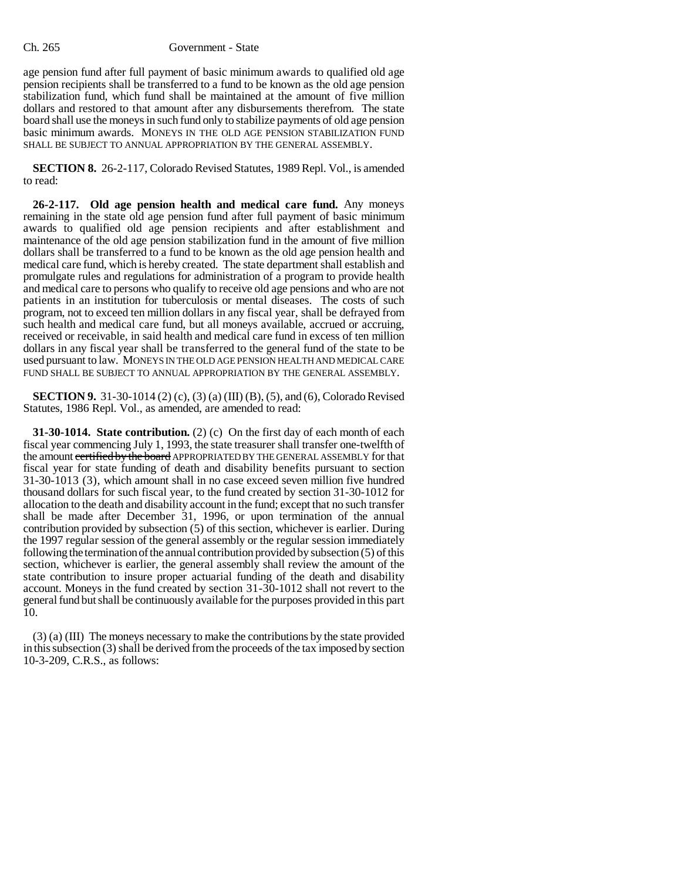age pension fund after full payment of basic minimum awards to qualified old age pension recipients shall be transferred to a fund to be known as the old age pension stabilization fund, which fund shall be maintained at the amount of five million dollars and restored to that amount after any disbursements therefrom. The state board shall use the moneys in such fund only to stabilize payments of old age pension basic minimum awards. MONEYS IN THE OLD AGE PENSION STABILIZATION FUND SHALL BE SUBJECT TO ANNUAL APPROPRIATION BY THE GENERAL ASSEMBLY.

**SECTION 8.** 26-2-117, Colorado Revised Statutes, 1989 Repl. Vol., is amended to read:

**26-2-117. Old age pension health and medical care fund.** Any moneys remaining in the state old age pension fund after full payment of basic minimum awards to qualified old age pension recipients and after establishment and maintenance of the old age pension stabilization fund in the amount of five million dollars shall be transferred to a fund to be known as the old age pension health and medical care fund, which is hereby created. The state department shall establish and promulgate rules and regulations for administration of a program to provide health and medical care to persons who qualify to receive old age pensions and who are not patients in an institution for tuberculosis or mental diseases. The costs of such program, not to exceed ten million dollars in any fiscal year, shall be defrayed from such health and medical care fund, but all moneys available, accrued or accruing, received or receivable, in said health and medical care fund in excess of ten million dollars in any fiscal year shall be transferred to the general fund of the state to be used pursuant to law. MONEYS IN THE OLD AGE PENSION HEALTH AND MEDICAL CARE FUND SHALL BE SUBJECT TO ANNUAL APPROPRIATION BY THE GENERAL ASSEMBLY.

**SECTION 9.** 31-30-1014 (2) (c), (3) (a) (III) (B), (5), and (6), Colorado Revised Statutes, 1986 Repl. Vol., as amended, are amended to read:

**31-30-1014. State contribution.** (2) (c) On the first day of each month of each fiscal year commencing July 1, 1993, the state treasurer shall transfer one-twelfth of the amount ~~certified by the board~~ APPROPRIATED BY THE GENERAL ASSEMBLY for that fiscal year for state funding of death and disability benefits pursuant to section 31-30-1013 (3), which amount shall in no case exceed seven million five hundred thousand dollars for such fiscal year, to the fund created by section 31-30-1012 for allocation to the death and disability account in the fund; except that no such transfer shall be made after December 31, 1996, or upon termination of the annual contribution provided by subsection (5) of this section, whichever is earlier. During the 1997 regular session of the general assembly or the regular session immediately following the termination of the annual contribution provided by subsection (5) of this section, whichever is earlier, the general assembly shall review the amount of the state contribution to insure proper actuarial funding of the death and disability account. Moneys in the fund created by section 31-30-1012 shall not revert to the general fund but shall be continuously available for the purposes provided in this part 10.

(3) (a) (III) The moneys necessary to make the contributions by the state provided in this subsection (3) shall be derived from the proceeds of the tax imposed by section 10-3-209, C.R.S., as follows: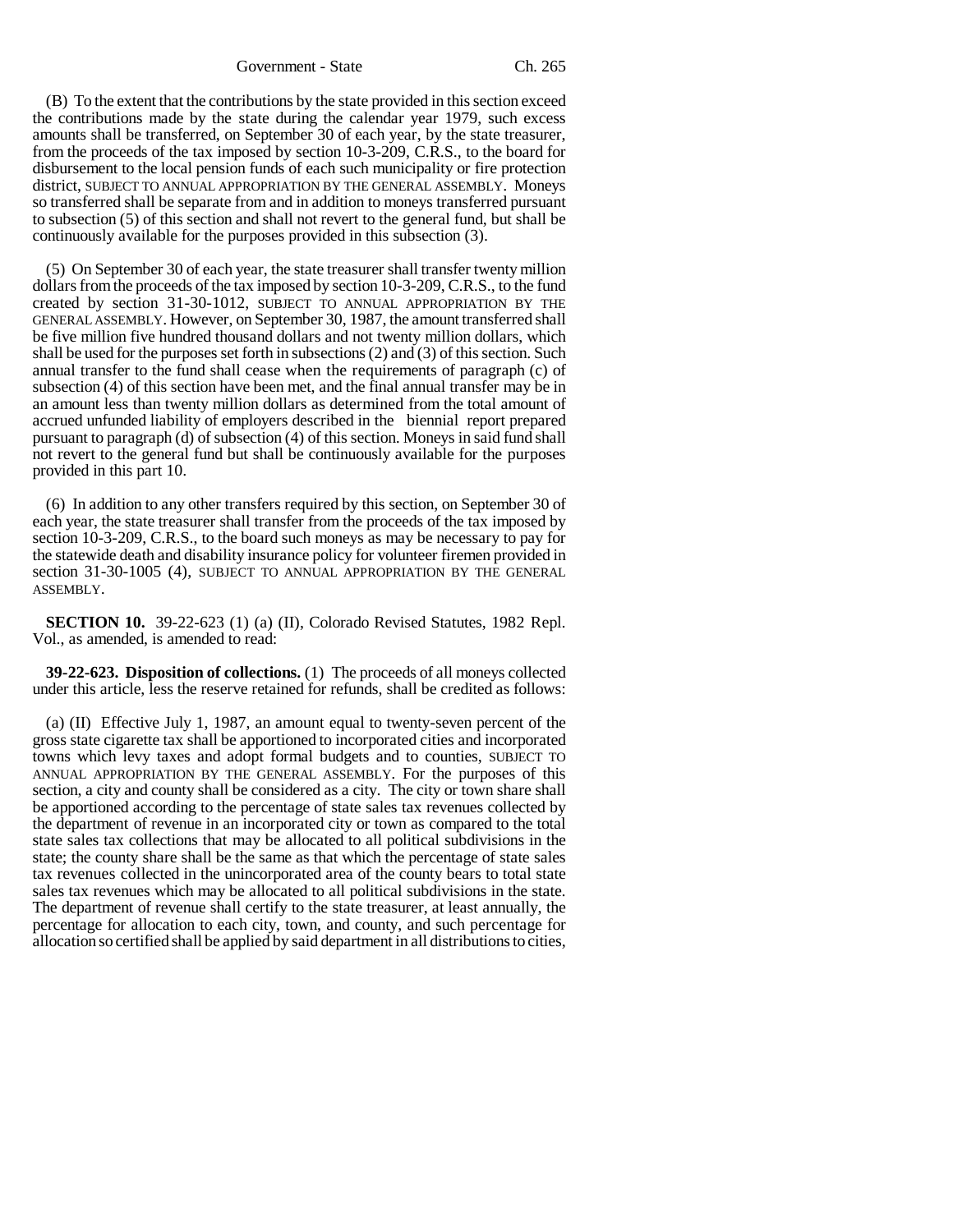(B) To the extent that the contributions by the state provided in this section exceed the contributions made by the state during the calendar year 1979, such excess amounts shall be transferred, on September 30 of each year, by the state treasurer, from the proceeds of the tax imposed by section 10-3-209, C.R.S., to the board for disbursement to the local pension funds of each such municipality or fire protection district, SUBJECT TO ANNUAL APPROPRIATION BY THE GENERAL ASSEMBLY. Moneys so transferred shall be separate from and in addition to moneys transferred pursuant to subsection (5) of this section and shall not revert to the general fund, but shall be continuously available for the purposes provided in this subsection (3).

(5) On September 30 of each year, the state treasurer shall transfer twenty million dollars from the proceeds of the tax imposed by section 10-3-209, C.R.S., to the fund created by section 31-30-1012, SUBJECT TO ANNUAL APPROPRIATION BY THE GENERAL ASSEMBLY. However, on September 30, 1987, the amount transferred shall be five million five hundred thousand dollars and not twenty million dollars, which shall be used for the purposes set forth in subsections (2) and (3) of this section. Such annual transfer to the fund shall cease when the requirements of paragraph (c) of subsection (4) of this section have been met, and the final annual transfer may be in an amount less than twenty million dollars as determined from the total amount of accrued unfunded liability of employers described in the biennial report prepared pursuant to paragraph (d) of subsection (4) of this section. Moneys in said fund shall not revert to the general fund but shall be continuously available for the purposes provided in this part 10.

(6) In addition to any other transfers required by this section, on September 30 of each year, the state treasurer shall transfer from the proceeds of the tax imposed by section 10-3-209, C.R.S., to the board such moneys as may be necessary to pay for the statewide death and disability insurance policy for volunteer firemen provided in section 31-30-1005 (4), SUBJECT TO ANNUAL APPROPRIATION BY THE GENERAL ASSEMBLY.

**SECTION 10.** 39-22-623 (1) (a) (II), Colorado Revised Statutes, 1982 Repl. Vol., as amended, is amended to read:

**39-22-623. Disposition of collections.** (1) The proceeds of all moneys collected under this article, less the reserve retained for refunds, shall be credited as follows:

(a) (II) Effective July 1, 1987, an amount equal to twenty-seven percent of the gross state cigarette tax shall be apportioned to incorporated cities and incorporated towns which levy taxes and adopt formal budgets and to counties, SUBJECT TO ANNUAL APPROPRIATION BY THE GENERAL ASSEMBLY. For the purposes of this section, a city and county shall be considered as a city. The city or town share shall be apportioned according to the percentage of state sales tax revenues collected by the department of revenue in an incorporated city or town as compared to the total state sales tax collections that may be allocated to all political subdivisions in the state; the county share shall be the same as that which the percentage of state sales tax revenues collected in the unincorporated area of the county bears to total state sales tax revenues which may be allocated to all political subdivisions in the state. The department of revenue shall certify to the state treasurer, at least annually, the percentage for allocation to each city, town, and county, and such percentage for allocation so certified shall be applied by said department in all distributions to cities,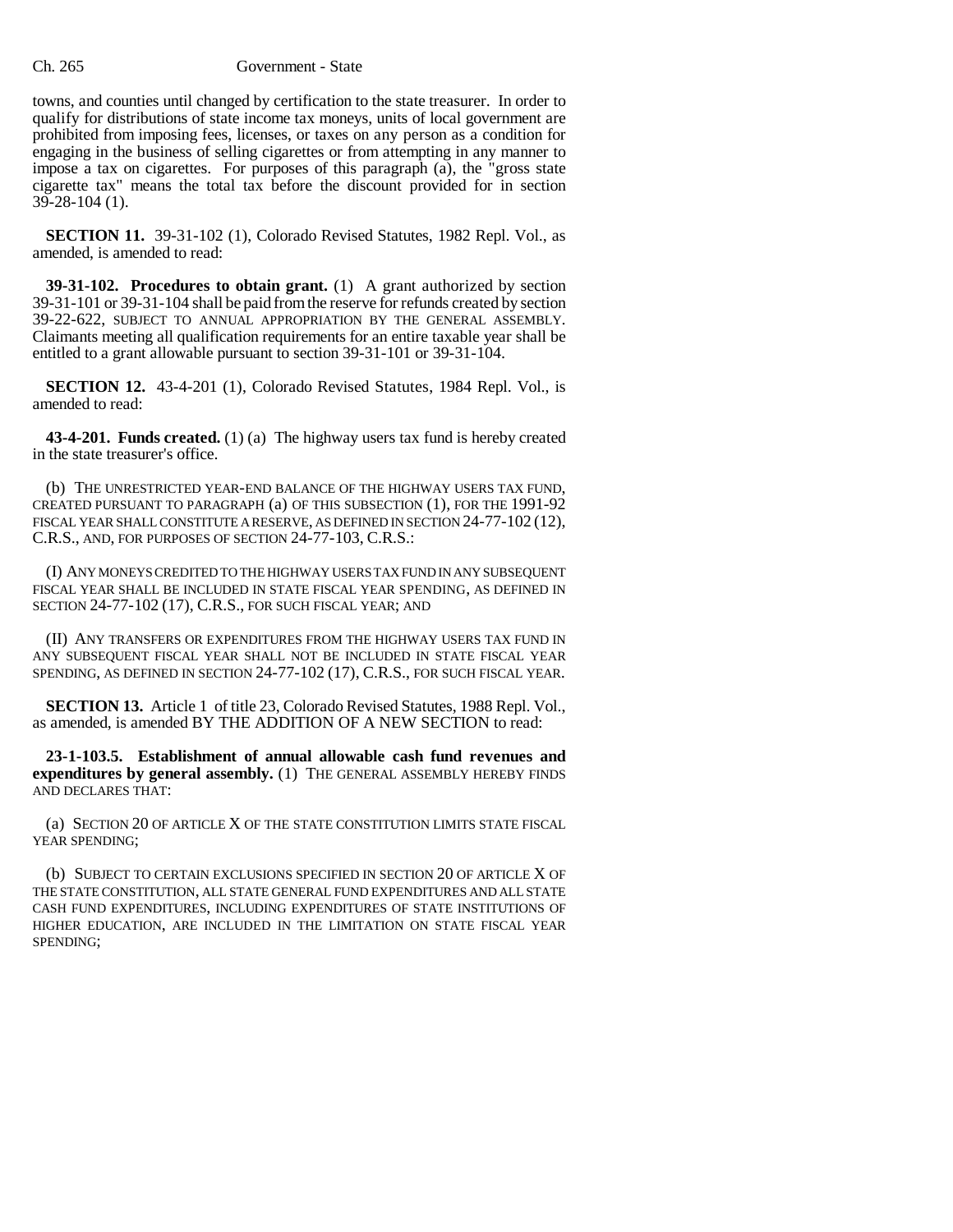towns, and counties until changed by certification to the state treasurer. In order to qualify for distributions of state income tax moneys, units of local government are prohibited from imposing fees, licenses, or taxes on any person as a condition for engaging in the business of selling cigarettes or from attempting in any manner to impose a tax on cigarettes. For purposes of this paragraph (a), the "gross state cigarette tax" means the total tax before the discount provided for in section 39-28-104 (1).

**SECTION 11.** 39-31-102 (1), Colorado Revised Statutes, 1982 Repl. Vol., as amended, is amended to read:

**39-31-102. Procedures to obtain grant.** (1) A grant authorized by section 39-31-101 or 39-31-104 shall be paid from the reserve for refunds created by section 39-22-622, SUBJECT TO ANNUAL APPROPRIATION BY THE GENERAL ASSEMBLY. Claimants meeting all qualification requirements for an entire taxable year shall be entitled to a grant allowable pursuant to section 39-31-101 or 39-31-104.

**SECTION 12.** 43-4-201 (1), Colorado Revised Statutes, 1984 Repl. Vol., is amended to read:

**43-4-201. Funds created.** (1) (a) The highway users tax fund is hereby created in the state treasurer's office.

(b) THE UNRESTRICTED YEAR-END BALANCE OF THE HIGHWAY USERS TAX FUND, CREATED PURSUANT TO PARAGRAPH (a) OF THIS SUBSECTION (1), FOR THE 1991-92 FISCAL YEAR SHALL CONSTITUTE A RESERVE, AS DEFINED IN SECTION 24-77-102 (12), C.R.S., AND, FOR PURPOSES OF SECTION 24-77-103, C.R.S.:

(I) ANY MONEYS CREDITED TO THE HIGHWAY USERS TAX FUND IN ANY SUBSEQUENT FISCAL YEAR SHALL BE INCLUDED IN STATE FISCAL YEAR SPENDING, AS DEFINED IN SECTION 24-77-102 (17), C.R.S., FOR SUCH FISCAL YEAR; AND

(II) ANY TRANSFERS OR EXPENDITURES FROM THE HIGHWAY USERS TAX FUND IN ANY SUBSEQUENT FISCAL YEAR SHALL NOT BE INCLUDED IN STATE FISCAL YEAR SPENDING, AS DEFINED IN SECTION 24-77-102 (17), C.R.S., FOR SUCH FISCAL YEAR.

**SECTION 13.** Article 1 of title 23, Colorado Revised Statutes, 1988 Repl. Vol., as amended, is amended BY THE ADDITION OF A NEW SECTION to read:

**23-1-103.5. Establishment of annual allowable cash fund revenues and expenditures by general assembly.** (1) THE GENERAL ASSEMBLY HEREBY FINDS AND DECLARES THAT:

(a) SECTION 20 OF ARTICLE X OF THE STATE CONSTITUTION LIMITS STATE FISCAL YEAR SPENDING;

(b) SUBJECT TO CERTAIN EXCLUSIONS SPECIFIED IN SECTION 20 OF ARTICLE X OF THE STATE CONSTITUTION, ALL STATE GENERAL FUND EXPENDITURES AND ALL STATE CASH FUND EXPENDITURES, INCLUDING EXPENDITURES OF STATE INSTITUTIONS OF HIGHER EDUCATION, ARE INCLUDED IN THE LIMITATION ON STATE FISCAL YEAR SPENDING;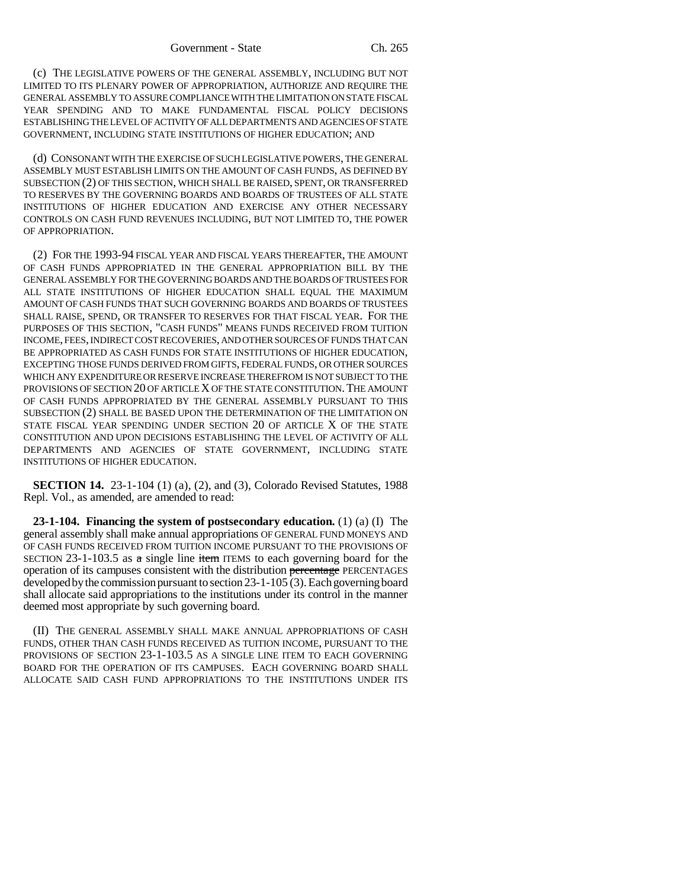(c) THE LEGISLATIVE POWERS OF THE GENERAL ASSEMBLY, INCLUDING BUT NOT LIMITED TO ITS PLENARY POWER OF APPROPRIATION, AUTHORIZE AND REQUIRE THE GENERAL ASSEMBLY TO ASSURE COMPLIANCE WITH THE LIMITATION ON STATE FISCAL YEAR SPENDING AND TO MAKE FUNDAMENTAL FISCAL POLICY DECISIONS ESTABLISHING THE LEVEL OF ACTIVITY OF ALL DEPARTMENTS AND AGENCIES OF STATE GOVERNMENT, INCLUDING STATE INSTITUTIONS OF HIGHER EDUCATION; AND

(d) CONSONANT WITH THE EXERCISE OF SUCH LEGISLATIVE POWERS, THE GENERAL ASSEMBLY MUST ESTABLISH LIMITS ON THE AMOUNT OF CASH FUNDS, AS DEFINED BY SUBSECTION (2) OF THIS SECTION, WHICH SHALL BE RAISED, SPENT, OR TRANSFERRED TO RESERVES BY THE GOVERNING BOARDS AND BOARDS OF TRUSTEES OF ALL STATE INSTITUTIONS OF HIGHER EDUCATION AND EXERCISE ANY OTHER NECESSARY CONTROLS ON CASH FUND REVENUES INCLUDING, BUT NOT LIMITED TO, THE POWER OF APPROPRIATION.

(2) FOR THE 1993-94 FISCAL YEAR AND FISCAL YEARS THEREAFTER, THE AMOUNT OF CASH FUNDS APPROPRIATED IN THE GENERAL APPROPRIATION BILL BY THE GENERAL ASSEMBLY FOR THE GOVERNING BOARDS AND THE BOARDS OF TRUSTEES FOR ALL STATE INSTITUTIONS OF HIGHER EDUCATION SHALL EQUAL THE MAXIMUM AMOUNT OF CASH FUNDS THAT SUCH GOVERNING BOARDS AND BOARDS OF TRUSTEES SHALL RAISE, SPEND, OR TRANSFER TO RESERVES FOR THAT FISCAL YEAR. FOR THE PURPOSES OF THIS SECTION, "CASH FUNDS" MEANS FUNDS RECEIVED FROM TUITION INCOME, FEES, INDIRECT COST RECOVERIES, AND OTHER SOURCES OF FUNDS THAT CAN BE APPROPRIATED AS CASH FUNDS FOR STATE INSTITUTIONS OF HIGHER EDUCATION, EXCEPTING THOSE FUNDS DERIVED FROM GIFTS, FEDERAL FUNDS, OR OTHER SOURCES WHICH ANY EXPENDITURE OR RESERVE INCREASE THEREFROM IS NOT SUBJECT TO THE PROVISIONS OF SECTION 20 OF ARTICLE X OF THE STATE CONSTITUTION. THE AMOUNT OF CASH FUNDS APPROPRIATED BY THE GENERAL ASSEMBLY PURSUANT TO THIS SUBSECTION (2) SHALL BE BASED UPON THE DETERMINATION OF THE LIMITATION ON STATE FISCAL YEAR SPENDING UNDER SECTION 20 OF ARTICLE X OF THE STATE CONSTITUTION AND UPON DECISIONS ESTABLISHING THE LEVEL OF ACTIVITY OF ALL DEPARTMENTS AND AGENCIES OF STATE GOVERNMENT, INCLUDING STATE INSTITUTIONS OF HIGHER EDUCATION.

**SECTION 14.** 23-1-104 (1) (a), (2), and (3), Colorado Revised Statutes, 1988 Repl. Vol., as amended, are amended to read:

**23-1-104. Financing the system of postsecondary education.** (1) (a) (I) The general assembly shall make annual appropriations OF GENERAL FUND MONEYS AND OF CASH FUNDS RECEIVED FROM TUITION INCOME PURSUANT TO THE PROVISIONS OF SECTION 23-1-103.5 as ~~a~~ single line ~~item~~ ITEMS to each governing board for the operation of its campuses consistent with the distribution ~~percentage~~ PERCENTAGES developed by the commission pursuant to section 23-1-105 (3). Each governing board shall allocate said appropriations to the institutions under its control in the manner deemed most appropriate by such governing board.

(II) THE GENERAL ASSEMBLY SHALL MAKE ANNUAL APPROPRIATIONS OF CASH FUNDS, OTHER THAN CASH FUNDS RECEIVED AS TUITION INCOME, PURSUANT TO THE PROVISIONS OF SECTION 23-1-103.5 AS A SINGLE LINE ITEM TO EACH GOVERNING BOARD FOR THE OPERATION OF ITS CAMPUSES. EACH GOVERNING BOARD SHALL ALLOCATE SAID CASH FUND APPROPRIATIONS TO THE INSTITUTIONS UNDER ITS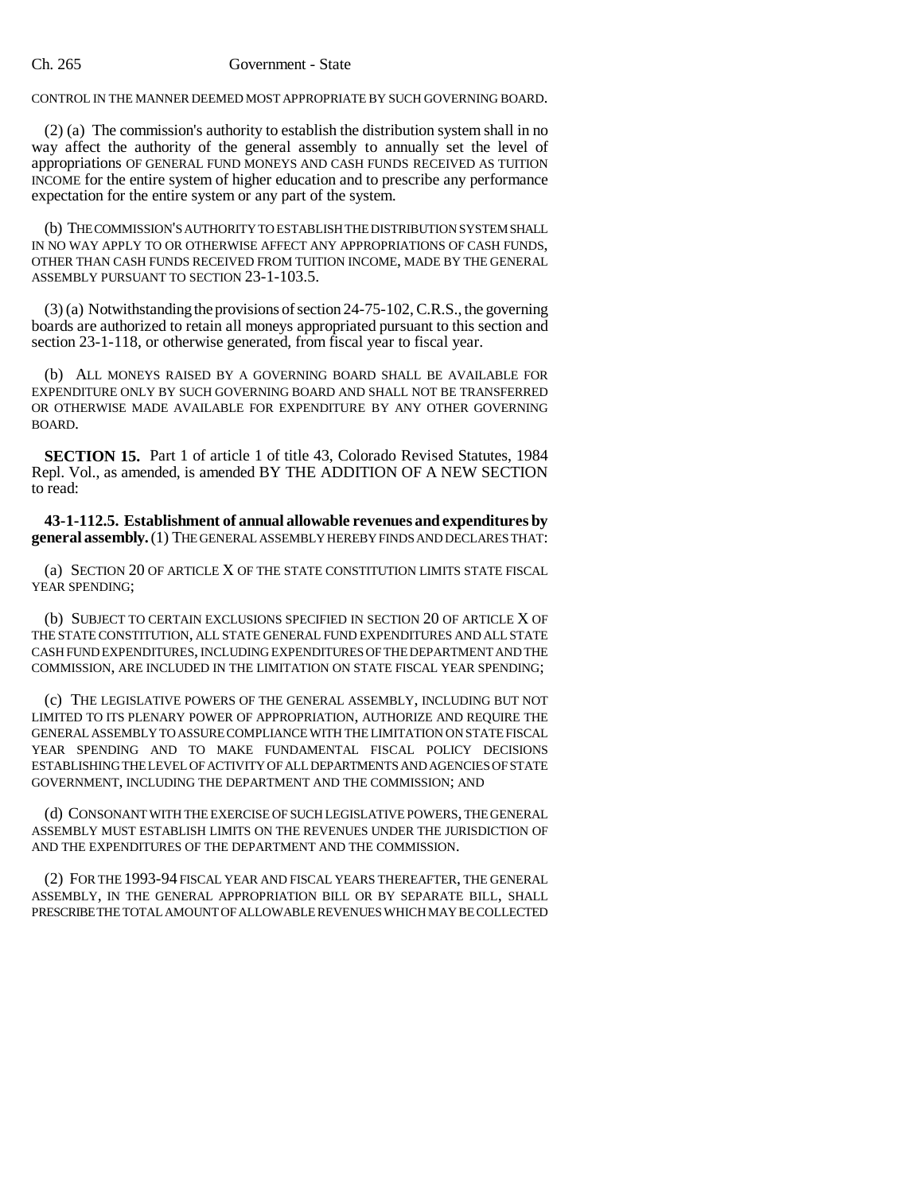CONTROL IN THE MANNER DEEMED MOST APPROPRIATE BY SUCH GOVERNING BOARD.

(2) (a) The commission's authority to establish the distribution system shall in no way affect the authority of the general assembly to annually set the level of appropriations OF GENERAL FUND MONEYS AND CASH FUNDS RECEIVED AS TUITION INCOME for the entire system of higher education and to prescribe any performance expectation for the entire system or any part of the system.

(b) THE COMMISSION'S AUTHORITY TO ESTABLISH THE DISTRIBUTION SYSTEM SHALL IN NO WAY APPLY TO OR OTHERWISE AFFECT ANY APPROPRIATIONS OF CASH FUNDS, OTHER THAN CASH FUNDS RECEIVED FROM TUITION INCOME, MADE BY THE GENERAL ASSEMBLY PURSUANT TO SECTION 23-1-103.5.

(3) (a) Notwithstanding the provisions of section 24-75-102, C.R.S., the governing boards are authorized to retain all moneys appropriated pursuant to this section and section 23-1-118, or otherwise generated, from fiscal year to fiscal year.

(b) ALL MONEYS RAISED BY A GOVERNING BOARD SHALL BE AVAILABLE FOR EXPENDITURE ONLY BY SUCH GOVERNING BOARD AND SHALL NOT BE TRANSFERRED OR OTHERWISE MADE AVAILABLE FOR EXPENDITURE BY ANY OTHER GOVERNING BOARD.

**SECTION 15.** Part 1 of article 1 of title 43, Colorado Revised Statutes, 1984 Repl. Vol., as amended, is amended BY THE ADDITION OF A NEW SECTION to read:

**43-1-112.5. Establishment of annual allowable revenues and expenditures by general assembly.** (1) THE GENERAL ASSEMBLY HEREBY FINDS AND DECLARES THAT:

(a) SECTION 20 OF ARTICLE X OF THE STATE CONSTITUTION LIMITS STATE FISCAL YEAR SPENDING;

(b) SUBJECT TO CERTAIN EXCLUSIONS SPECIFIED IN SECTION 20 OF ARTICLE X OF THE STATE CONSTITUTION, ALL STATE GENERAL FUND EXPENDITURES AND ALL STATE CASH FUND EXPENDITURES, INCLUDING EXPENDITURES OF THE DEPARTMENT AND THE COMMISSION, ARE INCLUDED IN THE LIMITATION ON STATE FISCAL YEAR SPENDING;

(c) THE LEGISLATIVE POWERS OF THE GENERAL ASSEMBLY, INCLUDING BUT NOT LIMITED TO ITS PLENARY POWER OF APPROPRIATION, AUTHORIZE AND REQUIRE THE GENERAL ASSEMBLY TO ASSURE COMPLIANCE WITH THE LIMITATION ON STATE FISCAL YEAR SPENDING AND TO MAKE FUNDAMENTAL FISCAL POLICY DECISIONS ESTABLISHING THE LEVEL OF ACTIVITY OF ALL DEPARTMENTS AND AGENCIES OF STATE GOVERNMENT, INCLUDING THE DEPARTMENT AND THE COMMISSION; AND

(d) CONSONANT WITH THE EXERCISE OF SUCH LEGISLATIVE POWERS, THE GENERAL ASSEMBLY MUST ESTABLISH LIMITS ON THE REVENUES UNDER THE JURISDICTION OF AND THE EXPENDITURES OF THE DEPARTMENT AND THE COMMISSION.

(2) FOR THE 1993-94 FISCAL YEAR AND FISCAL YEARS THEREAFTER, THE GENERAL ASSEMBLY, IN THE GENERAL APPROPRIATION BILL OR BY SEPARATE BILL, SHALL PRESCRIBE THE TOTAL AMOUNT OF ALLOWABLE REVENUES WHICH MAY BE COLLECTED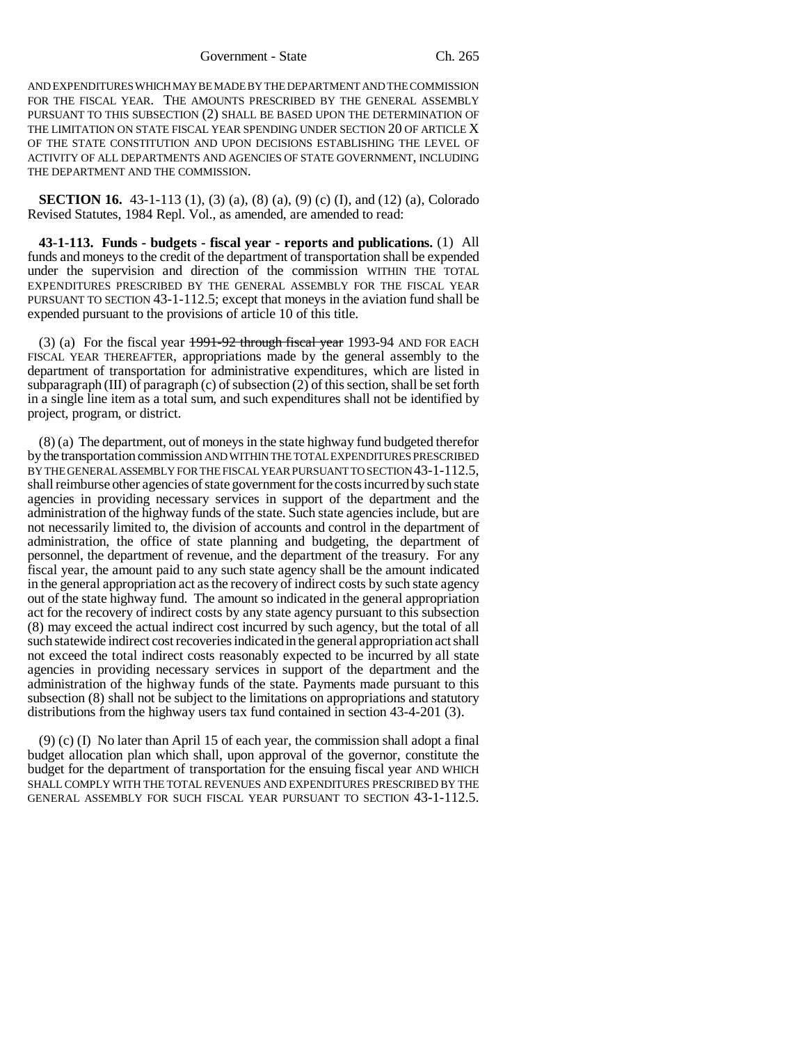AND EXPENDITURES WHICH MAY BE MADE BY THE DEPARTMENT AND THE COMMISSION FOR THE FISCAL YEAR. THE AMOUNTS PRESCRIBED BY THE GENERAL ASSEMBLY PURSUANT TO THIS SUBSECTION (2) SHALL BE BASED UPON THE DETERMINATION OF THE LIMITATION ON STATE FISCAL YEAR SPENDING UNDER SECTION 20 OF ARTICLE X OF THE STATE CONSTITUTION AND UPON DECISIONS ESTABLISHING THE LEVEL OF ACTIVITY OF ALL DEPARTMENTS AND AGENCIES OF STATE GOVERNMENT, INCLUDING THE DEPARTMENT AND THE COMMISSION.

**SECTION 16.** 43-1-113 (1), (3) (a), (8) (a), (9) (c) (I), and (12) (a), Colorado Revised Statutes, 1984 Repl. Vol., as amended, are amended to read:

**43-1-113. Funds - budgets - fiscal year - reports and publications.** (1) All funds and moneys to the credit of the department of transportation shall be expended under the supervision and direction of the commission WITHIN THE TOTAL EXPENDITURES PRESCRIBED BY THE GENERAL ASSEMBLY FOR THE FISCAL YEAR PURSUANT TO SECTION 43-1-112.5; except that moneys in the aviation fund shall be expended pursuant to the provisions of article 10 of this title.

(3) (a) For the fiscal year ~~1991-92 through fiscal year~~ 1993-94 AND FOR EACH FISCAL YEAR THEREAFTER, appropriations made by the general assembly to the department of transportation for administrative expenditures, which are listed in subparagraph (III) of paragraph (c) of subsection (2) of this section, shall be set forth in a single line item as a total sum, and such expenditures shall not be identified by project, program, or district.

(8) (a) The department, out of moneys in the state highway fund budgeted therefor by the transportation commission AND WITHIN THE TOTAL EXPENDITURES PRESCRIBED BY THE GENERAL ASSEMBLY FOR THE FISCAL YEAR PURSUANT TO SECTION 43-1-112.5, shall reimburse other agencies of state government for the costs incurred by such state agencies in providing necessary services in support of the department and the administration of the highway funds of the state. Such state agencies include, but are not necessarily limited to, the division of accounts and control in the department of administration, the office of state planning and budgeting, the department of personnel, the department of revenue, and the department of the treasury. For any fiscal year, the amount paid to any such state agency shall be the amount indicated in the general appropriation act as the recovery of indirect costs by such state agency out of the state highway fund. The amount so indicated in the general appropriation act for the recovery of indirect costs by any state agency pursuant to this subsection (8) may exceed the actual indirect cost incurred by such agency, but the total of all such statewide indirect cost recoveries indicated in the general appropriation act shall not exceed the total indirect costs reasonably expected to be incurred by all state agencies in providing necessary services in support of the department and the administration of the highway funds of the state. Payments made pursuant to this subsection (8) shall not be subject to the limitations on appropriations and statutory distributions from the highway users tax fund contained in section 43-4-201 (3).

(9) (c) (I) No later than April 15 of each year, the commission shall adopt a final budget allocation plan which shall, upon approval of the governor, constitute the budget for the department of transportation for the ensuing fiscal year AND WHICH SHALL COMPLY WITH THE TOTAL REVENUES AND EXPENDITURES PRESCRIBED BY THE GENERAL ASSEMBLY FOR SUCH FISCAL YEAR PURSUANT TO SECTION 43-1-112.5.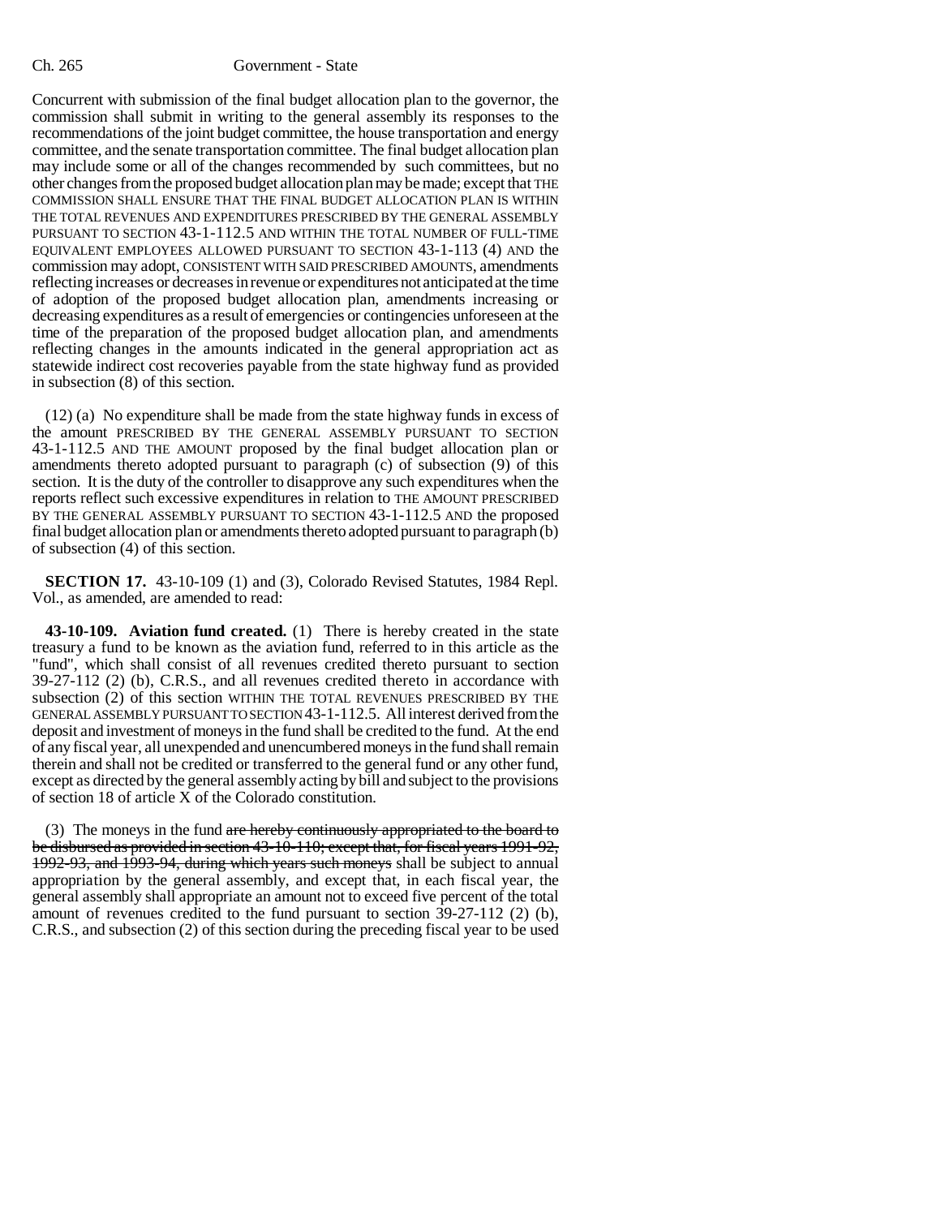Concurrent with submission of the final budget allocation plan to the governor, the commission shall submit in writing to the general assembly its responses to the recommendations of the joint budget committee, the house transportation and energy committee, and the senate transportation committee. The final budget allocation plan may include some or all of the changes recommended by such committees, but no other changes from the proposed budget allocation plan may be made; except that THE COMMISSION SHALL ENSURE THAT THE FINAL BUDGET ALLOCATION PLAN IS WITHIN THE TOTAL REVENUES AND EXPENDITURES PRESCRIBED BY THE GENERAL ASSEMBLY PURSUANT TO SECTION 43-1-112.5 AND WITHIN THE TOTAL NUMBER OF FULL-TIME EQUIVALENT EMPLOYEES ALLOWED PURSUANT TO SECTION 43-1-113 (4) AND the commission may adopt, CONSISTENT WITH SAID PRESCRIBED AMOUNTS, amendments reflecting increases or decreases in revenue or expenditures not anticipated at the time of adoption of the proposed budget allocation plan, amendments increasing or decreasing expenditures as a result of emergencies or contingencies unforeseen at the time of the preparation of the proposed budget allocation plan, and amendments reflecting changes in the amounts indicated in the general appropriation act as statewide indirect cost recoveries payable from the state highway fund as provided in subsection (8) of this section.

(12) (a) No expenditure shall be made from the state highway funds in excess of the amount PRESCRIBED BY THE GENERAL ASSEMBLY PURSUANT TO SECTION 43-1-112.5 AND THE AMOUNT proposed by the final budget allocation plan or amendments thereto adopted pursuant to paragraph (c) of subsection (9) of this section. It is the duty of the controller to disapprove any such expenditures when the reports reflect such excessive expenditures in relation to THE AMOUNT PRESCRIBED BY THE GENERAL ASSEMBLY PURSUANT TO SECTION 43-1-112.5 AND the proposed final budget allocation plan or amendments thereto adopted pursuant to paragraph (b) of subsection (4) of this section.

**SECTION 17.** 43-10-109 (1) and (3), Colorado Revised Statutes, 1984 Repl. Vol., as amended, are amended to read:

**43-10-109. Aviation fund created.** (1) There is hereby created in the state treasury a fund to be known as the aviation fund, referred to in this article as the "fund", which shall consist of all revenues credited thereto pursuant to section 39-27-112 (2) (b), C.R.S., and all revenues credited thereto in accordance with subsection (2) of this section WITHIN THE TOTAL REVENUES PRESCRIBED BY THE GENERAL ASSEMBLY PURSUANT TO SECTION 43-1-112.5. All interest derived from the deposit and investment of moneys in the fund shall be credited to the fund. At the end of any fiscal year, all unexpended and unencumbered moneys in the fund shall remain therein and shall not be credited or transferred to the general fund or any other fund, except as directed by the general assembly acting by bill and subject to the provisions of section 18 of article X of the Colorado constitution.

(3) The moneys in the fund ~~are hereby continuously appropriated to the board to be disbursed as provided in section 43-10-110; except that, for fiscal years 1991-92, 1992-93, and 1993-94, during which years such moneys~~ shall be subject to annual appropriation by the general assembly, and except that, in each fiscal year, the general assembly shall appropriate an amount not to exceed five percent of the total amount of revenues credited to the fund pursuant to section 39-27-112 (2) (b), C.R.S., and subsection (2) of this section during the preceding fiscal year to be used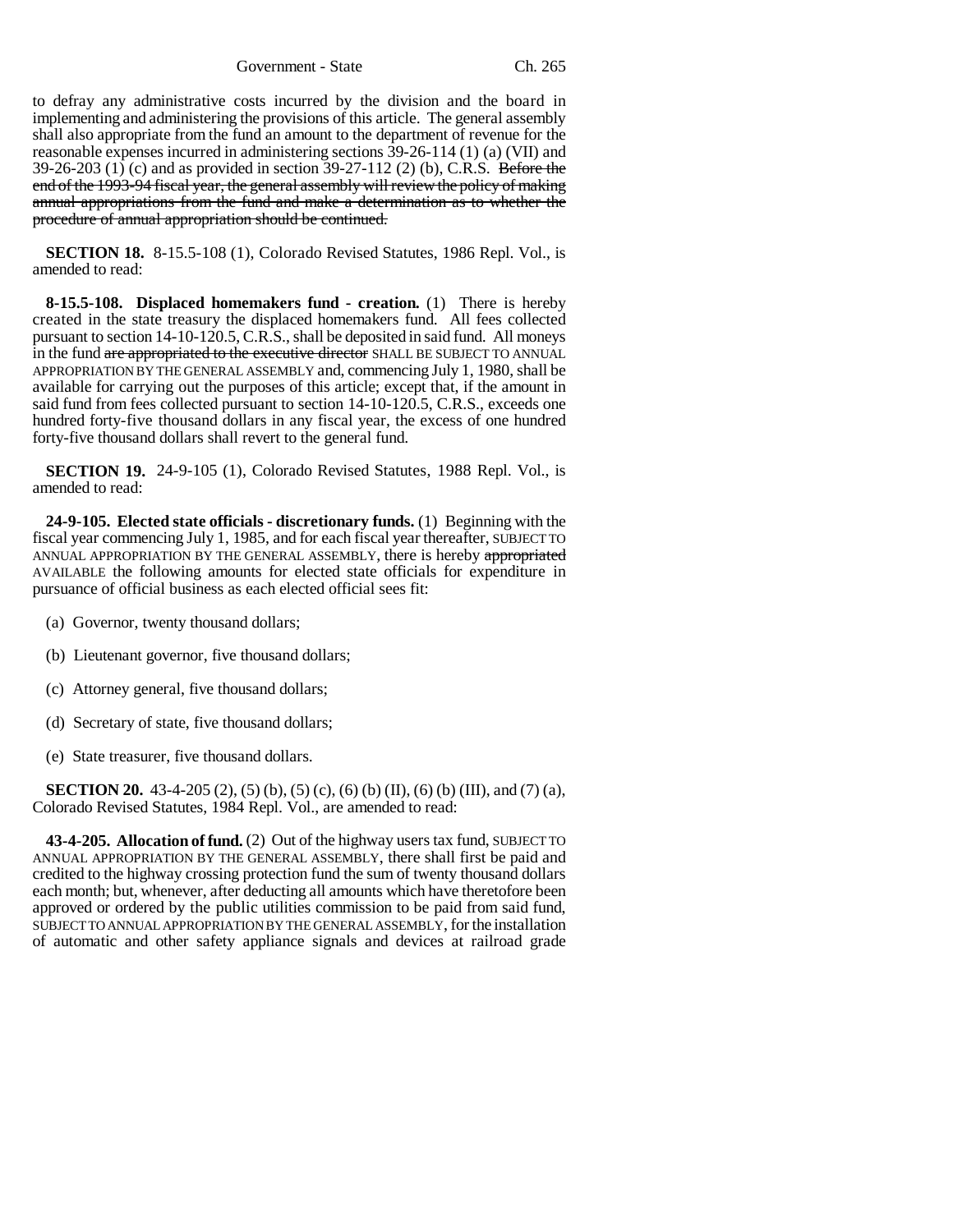to defray any administrative costs incurred by the division and the board in implementing and administering the provisions of this article. The general assembly shall also appropriate from the fund an amount to the department of revenue for the reasonable expenses incurred in administering sections 39-26-114 (1) (a) (VII) and 39-26-203 (1) (c) and as provided in section 39-27-112 (2) (b), C.R.S. ~~Before the end of the 1993-94 fiscal year, the general assembly will review the policy of making annual appropriations from the fund and make a determination as to whether the procedure of annual appropriation should be continued.~~

**SECTION 18.** 8-15.5-108 (1), Colorado Revised Statutes, 1986 Repl. Vol., is amended to read:

**8-15.5-108. Displaced homemakers fund - creation.** (1) There is hereby created in the state treasury the displaced homemakers fund. All fees collected pursuant to section 14-10-120.5, C.R.S., shall be deposited in said fund. All moneys in the fund ~~are appropriated to the executive director~~ SHALL BE SUBJECT TO ANNUAL APPROPRIATION BY THE GENERAL ASSEMBLY and, commencing July 1, 1980, shall be available for carrying out the purposes of this article; except that, if the amount in said fund from fees collected pursuant to section 14-10-120.5, C.R.S., exceeds one hundred forty-five thousand dollars in any fiscal year, the excess of one hundred forty-five thousand dollars shall revert to the general fund.

**SECTION 19.** 24-9-105 (1), Colorado Revised Statutes, 1988 Repl. Vol., is amended to read:

**24-9-105. Elected state officials - discretionary funds.** (1) Beginning with the fiscal year commencing July 1, 1985, and for each fiscal year thereafter, SUBJECT TO ANNUAL APPROPRIATION BY THE GENERAL ASSEMBLY, there is hereby ~~appropriated~~ AVAILABLE the following amounts for elected state officials for expenditure in pursuance of official business as each elected official sees fit:

(a) Governor, twenty thousand dollars;

(b) Lieutenant governor, five thousand dollars;

(c) Attorney general, five thousand dollars;

(d) Secretary of state, five thousand dollars;

(e) State treasurer, five thousand dollars.

**SECTION 20.** 43-4-205 (2), (5) (b), (5) (c), (6) (b) (II), (6) (b) (III), and (7) (a), Colorado Revised Statutes, 1984 Repl. Vol., are amended to read:

**43-4-205. Allocation of fund.** (2) Out of the highway users tax fund, SUBJECT TO ANNUAL APPROPRIATION BY THE GENERAL ASSEMBLY, there shall first be paid and credited to the highway crossing protection fund the sum of twenty thousand dollars each month; but, whenever, after deducting all amounts which have theretofore been approved or ordered by the public utilities commission to be paid from said fund, SUBJECT TO ANNUAL APPROPRIATION BY THE GENERAL ASSEMBLY, for the installation of automatic and other safety appliance signals and devices at railroad grade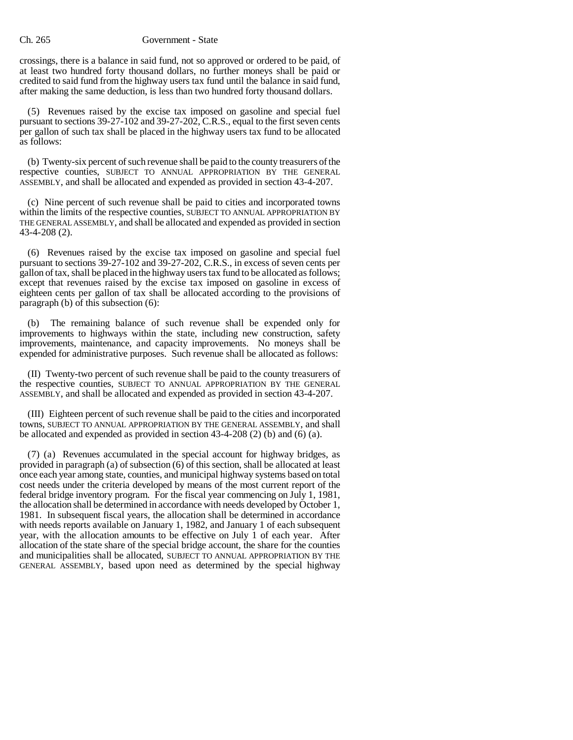crossings, there is a balance in said fund, not so approved or ordered to be paid, of at least two hundred forty thousand dollars, no further moneys shall be paid or credited to said fund from the highway users tax fund until the balance in said fund, after making the same deduction, is less than two hundred forty thousand dollars.

(5) Revenues raised by the excise tax imposed on gasoline and special fuel pursuant to sections 39-27-102 and 39-27-202, C.R.S., equal to the first seven cents per gallon of such tax shall be placed in the highway users tax fund to be allocated as follows:

(b) Twenty-six percent of such revenue shall be paid to the county treasurers of the respective counties, SUBJECT TO ANNUAL APPROPRIATION BY THE GENERAL ASSEMBLY, and shall be allocated and expended as provided in section 43-4-207.

(c) Nine percent of such revenue shall be paid to cities and incorporated towns within the limits of the respective counties, SUBJECT TO ANNUAL APPROPRIATION BY THE GENERAL ASSEMBLY, and shall be allocated and expended as provided in section 43-4-208 (2).

(6) Revenues raised by the excise tax imposed on gasoline and special fuel pursuant to sections 39-27-102 and 39-27-202, C.R.S., in excess of seven cents per gallon of tax, shall be placed in the highway users tax fund to be allocated as follows; except that revenues raised by the excise tax imposed on gasoline in excess of eighteen cents per gallon of tax shall be allocated according to the provisions of paragraph (b) of this subsection (6):

(b) The remaining balance of such revenue shall be expended only for improvements to highways within the state, including new construction, safety improvements, maintenance, and capacity improvements. No moneys shall be expended for administrative purposes. Such revenue shall be allocated as follows:

(II) Twenty-two percent of such revenue shall be paid to the county treasurers of the respective counties, SUBJECT TO ANNUAL APPROPRIATION BY THE GENERAL ASSEMBLY, and shall be allocated and expended as provided in section 43-4-207.

(III) Eighteen percent of such revenue shall be paid to the cities and incorporated towns, SUBJECT TO ANNUAL APPROPRIATION BY THE GENERAL ASSEMBLY, and shall be allocated and expended as provided in section 43-4-208 (2) (b) and (6) (a).

(7) (a) Revenues accumulated in the special account for highway bridges, as provided in paragraph (a) of subsection (6) of this section, shall be allocated at least once each year among state, counties, and municipal highway systems based on total cost needs under the criteria developed by means of the most current report of the federal bridge inventory program. For the fiscal year commencing on July 1, 1981, the allocation shall be determined in accordance with needs developed by October 1, 1981. In subsequent fiscal years, the allocation shall be determined in accordance with needs reports available on January 1, 1982, and January 1 of each subsequent year, with the allocation amounts to be effective on July 1 of each year. After allocation of the state share of the special bridge account, the share for the counties and municipalities shall be allocated, SUBJECT TO ANNUAL APPROPRIATION BY THE GENERAL ASSEMBLY, based upon need as determined by the special highway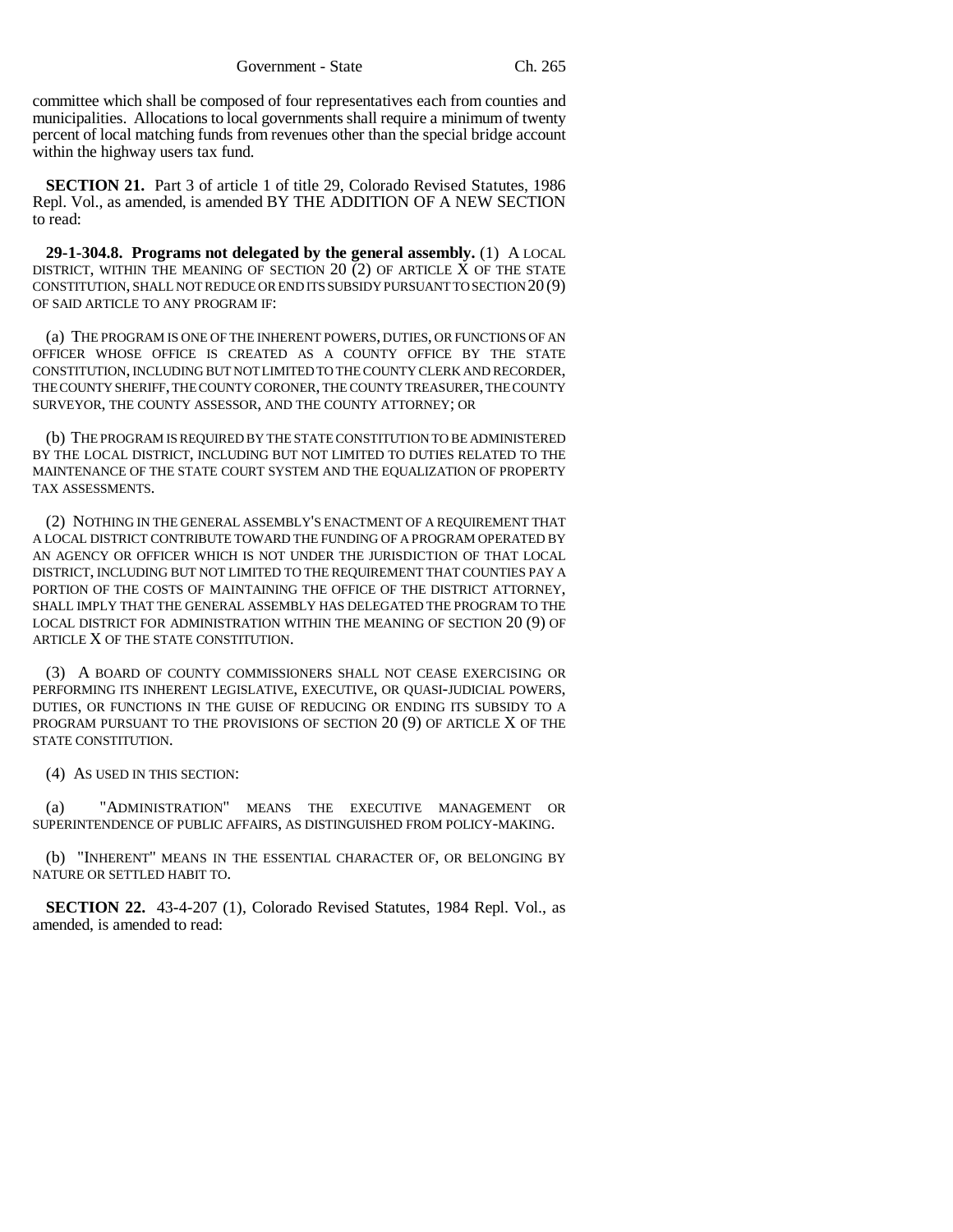committee which shall be composed of four representatives each from counties and municipalities. Allocations to local governments shall require a minimum of twenty percent of local matching funds from revenues other than the special bridge account within the highway users tax fund.

**SECTION 21.** Part 3 of article 1 of title 29, Colorado Revised Statutes, 1986 Repl. Vol., as amended, is amended BY THE ADDITION OF A NEW SECTION to read:

**29-1-304.8. Programs not delegated by the general assembly.** (1) A LOCAL DISTRICT, WITHIN THE MEANING OF SECTION 20 (2) OF ARTICLE X OF THE STATE CONSTITUTION, SHALL NOT REDUCE OR END ITS SUBSIDY PURSUANT TO SECTION 20 (9) OF SAID ARTICLE TO ANY PROGRAM IF:

(a) THE PROGRAM IS ONE OF THE INHERENT POWERS, DUTIES, OR FUNCTIONS OF AN OFFICER WHOSE OFFICE IS CREATED AS A COUNTY OFFICE BY THE STATE CONSTITUTION, INCLUDING BUT NOT LIMITED TO THE COUNTY CLERK AND RECORDER, THE COUNTY SHERIFF, THE COUNTY CORONER, THE COUNTY TREASURER, THE COUNTY SURVEYOR, THE COUNTY ASSESSOR, AND THE COUNTY ATTORNEY; OR

(b) THE PROGRAM IS REQUIRED BY THE STATE CONSTITUTION TO BE ADMINISTERED BY THE LOCAL DISTRICT, INCLUDING BUT NOT LIMITED TO DUTIES RELATED TO THE MAINTENANCE OF THE STATE COURT SYSTEM AND THE EQUALIZATION OF PROPERTY TAX ASSESSMENTS.

(2) NOTHING IN THE GENERAL ASSEMBLY'S ENACTMENT OF A REQUIREMENT THAT A LOCAL DISTRICT CONTRIBUTE TOWARD THE FUNDING OF A PROGRAM OPERATED BY AN AGENCY OR OFFICER WHICH IS NOT UNDER THE JURISDICTION OF THAT LOCAL DISTRICT, INCLUDING BUT NOT LIMITED TO THE REQUIREMENT THAT COUNTIES PAY A PORTION OF THE COSTS OF MAINTAINING THE OFFICE OF THE DISTRICT ATTORNEY, SHALL IMPLY THAT THE GENERAL ASSEMBLY HAS DELEGATED THE PROGRAM TO THE LOCAL DISTRICT FOR ADMINISTRATION WITHIN THE MEANING OF SECTION 20 (9) OF ARTICLE X OF THE STATE CONSTITUTION.

(3) A BOARD OF COUNTY COMMISSIONERS SHALL NOT CEASE EXERCISING OR PERFORMING ITS INHERENT LEGISLATIVE, EXECUTIVE, OR QUASI-JUDICIAL POWERS, DUTIES, OR FUNCTIONS IN THE GUISE OF REDUCING OR ENDING ITS SUBSIDY TO A PROGRAM PURSUANT TO THE PROVISIONS OF SECTION 20 (9) OF ARTICLE X OF THE STATE CONSTITUTION.

(4) AS USED IN THIS SECTION:

(a) "ADMINISTRATION" MEANS THE EXECUTIVE MANAGEMENT OR SUPERINTENDENCE OF PUBLIC AFFAIRS, AS DISTINGUISHED FROM POLICY-MAKING.

(b) "INHERENT" MEANS IN THE ESSENTIAL CHARACTER OF, OR BELONGING BY NATURE OR SETTLED HABIT TO.

**SECTION 22.** 43-4-207 (1), Colorado Revised Statutes, 1984 Repl. Vol., as amended, is amended to read: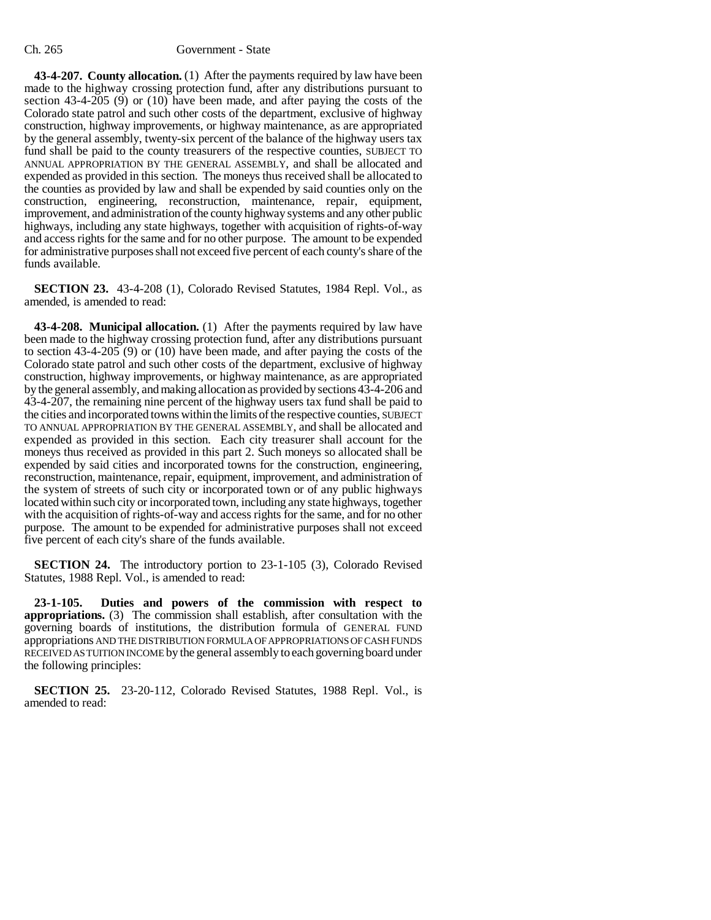**43-4-207. County allocation.** (1) After the payments required by law have been made to the highway crossing protection fund, after any distributions pursuant to section 43-4-205 (9) or (10) have been made, and after paying the costs of the Colorado state patrol and such other costs of the department, exclusive of highway construction, highway improvements, or highway maintenance, as are appropriated by the general assembly, twenty-six percent of the balance of the highway users tax fund shall be paid to the county treasurers of the respective counties, SUBJECT TO ANNUAL APPROPRIATION BY THE GENERAL ASSEMBLY, and shall be allocated and expended as provided in this section. The moneys thus received shall be allocated to the counties as provided by law and shall be expended by said counties only on the construction, engineering, reconstruction, maintenance, repair, equipment, improvement, and administration of the county highway systems and any other public highways, including any state highways, together with acquisition of rights-of-way and access rights for the same and for no other purpose. The amount to be expended for administrative purposes shall not exceed five percent of each county's share of the funds available.

**SECTION 23.** 43-4-208 (1), Colorado Revised Statutes, 1984 Repl. Vol., as amended, is amended to read:

**43-4-208. Municipal allocation.** (1) After the payments required by law have been made to the highway crossing protection fund, after any distributions pursuant to section 43-4-205 (9) or (10) have been made, and after paying the costs of the Colorado state patrol and such other costs of the department, exclusive of highway construction, highway improvements, or highway maintenance, as are appropriated by the general assembly, and making allocation as provided by sections 43-4-206 and 43-4-207, the remaining nine percent of the highway users tax fund shall be paid to the cities and incorporated towns within the limits of the respective counties, SUBJECT TO ANNUAL APPROPRIATION BY THE GENERAL ASSEMBLY, and shall be allocated and expended as provided in this section. Each city treasurer shall account for the moneys thus received as provided in this part 2. Such moneys so allocated shall be expended by said cities and incorporated towns for the construction, engineering, reconstruction, maintenance, repair, equipment, improvement, and administration of the system of streets of such city or incorporated town or of any public highways located within such city or incorporated town, including any state highways, together with the acquisition of rights-of-way and access rights for the same, and for no other purpose. The amount to be expended for administrative purposes shall not exceed five percent of each city's share of the funds available.

**SECTION 24.** The introductory portion to 23-1-105 (3), Colorado Revised Statutes, 1988 Repl. Vol., is amended to read:

**23-1-105. Duties and powers of the commission with respect to appropriations.** (3) The commission shall establish, after consultation with the governing boards of institutions, the distribution formula of GENERAL FUND appropriations AND THE DISTRIBUTION FORMULA OF APPROPRIATIONS OF CASH FUNDS RECEIVED AS TUITION INCOME by the general assembly to each governing board under the following principles:

**SECTION 25.** 23-20-112, Colorado Revised Statutes, 1988 Repl. Vol., is amended to read: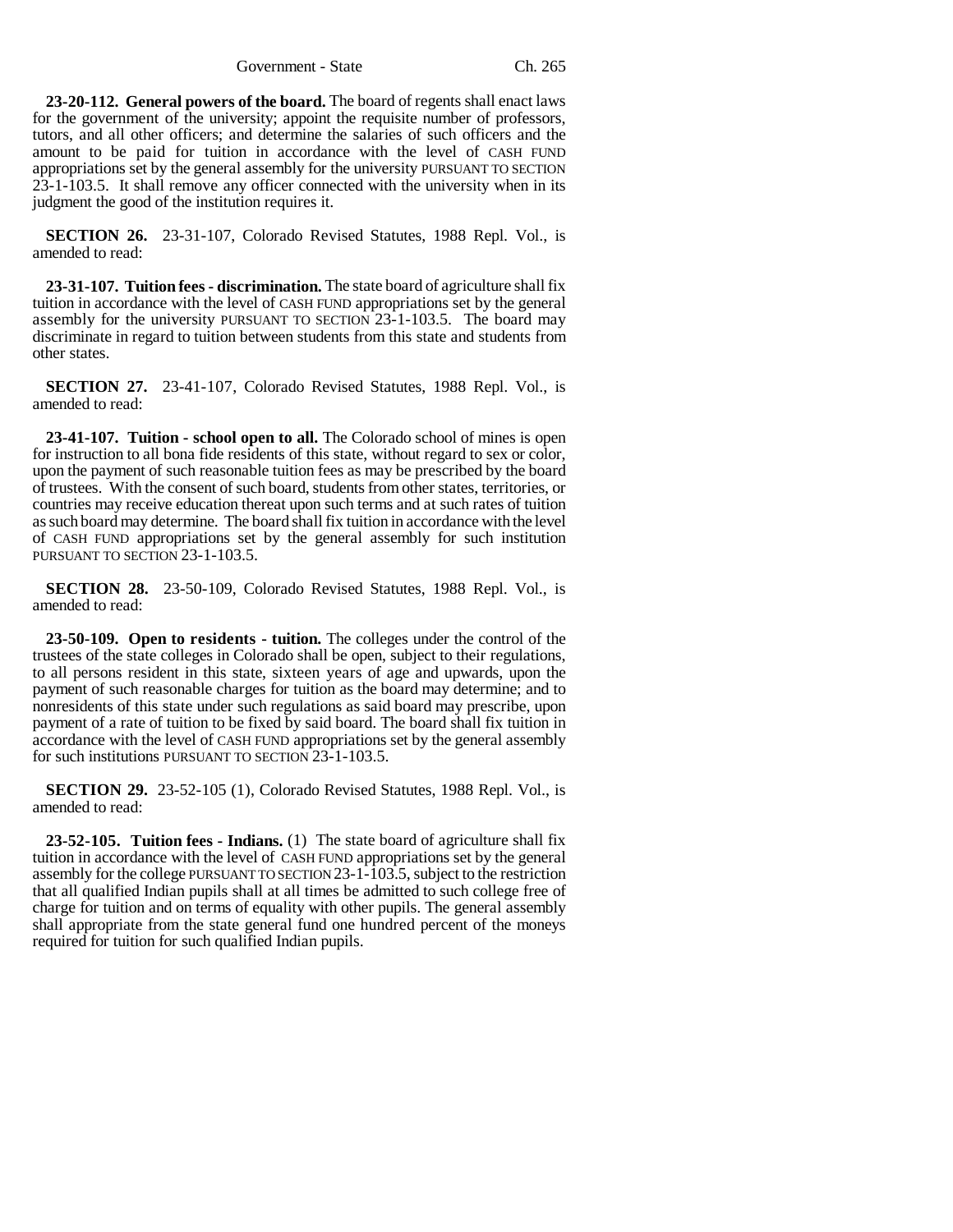**23-20-112. General powers of the board.** The board of regents shall enact laws for the government of the university; appoint the requisite number of professors, tutors, and all other officers; and determine the salaries of such officers and the amount to be paid for tuition in accordance with the level of CASH FUND appropriations set by the general assembly for the university PURSUANT TO SECTION 23-1-103.5. It shall remove any officer connected with the university when in its judgment the good of the institution requires it.

**SECTION 26.** 23-31-107, Colorado Revised Statutes, 1988 Repl. Vol., is amended to read:

**23-31-107. Tuition fees - discrimination.** The state board of agriculture shall fix tuition in accordance with the level of CASH FUND appropriations set by the general assembly for the university PURSUANT TO SECTION 23-1-103.5. The board may discriminate in regard to tuition between students from this state and students from other states.

**SECTION 27.** 23-41-107, Colorado Revised Statutes, 1988 Repl. Vol., is amended to read:

**23-41-107. Tuition - school open to all.** The Colorado school of mines is open for instruction to all bona fide residents of this state, without regard to sex or color, upon the payment of such reasonable tuition fees as may be prescribed by the board of trustees. With the consent of such board, students from other states, territories, or countries may receive education thereat upon such terms and at such rates of tuition as such board may determine. The board shall fix tuition in accordance with the level of CASH FUND appropriations set by the general assembly for such institution PURSUANT TO SECTION 23-1-103.5.

**SECTION 28.** 23-50-109, Colorado Revised Statutes, 1988 Repl. Vol., is amended to read:

**23-50-109. Open to residents - tuition.** The colleges under the control of the trustees of the state colleges in Colorado shall be open, subject to their regulations, to all persons resident in this state, sixteen years of age and upwards, upon the payment of such reasonable charges for tuition as the board may determine; and to nonresidents of this state under such regulations as said board may prescribe, upon payment of a rate of tuition to be fixed by said board. The board shall fix tuition in accordance with the level of CASH FUND appropriations set by the general assembly for such institutions PURSUANT TO SECTION 23-1-103.5.

**SECTION 29.** 23-52-105 (1), Colorado Revised Statutes, 1988 Repl. Vol., is amended to read:

**23-52-105. Tuition fees - Indians.** (1) The state board of agriculture shall fix tuition in accordance with the level of CASH FUND appropriations set by the general assembly for the college PURSUANT TO SECTION 23-1-103.5, subject to the restriction that all qualified Indian pupils shall at all times be admitted to such college free of charge for tuition and on terms of equality with other pupils. The general assembly shall appropriate from the state general fund one hundred percent of the moneys required for tuition for such qualified Indian pupils.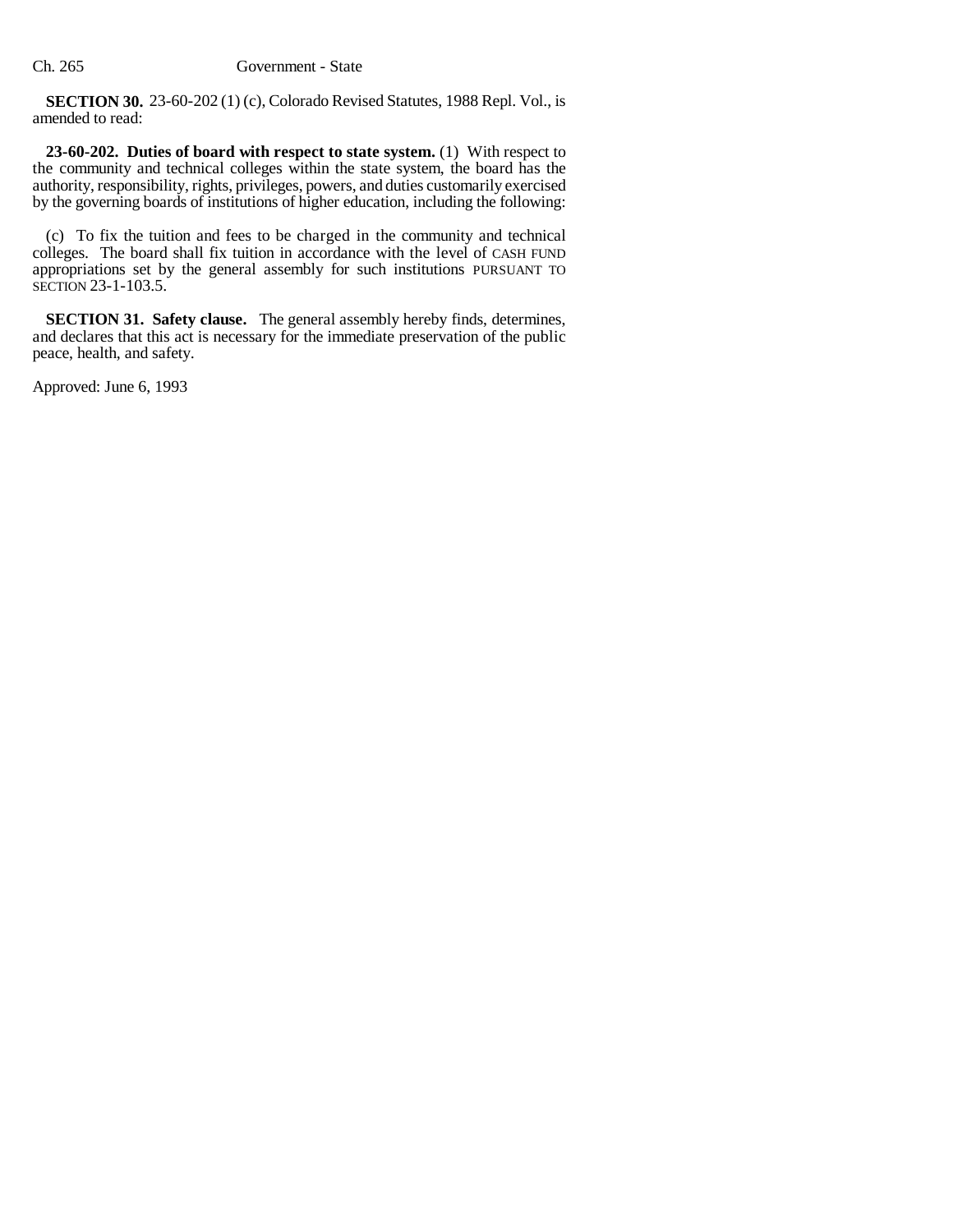**SECTION 30.** 23-60-202 (1) (c), Colorado Revised Statutes, 1988 Repl. Vol., is amended to read:

**23-60-202. Duties of board with respect to state system.** (1) With respect to the community and technical colleges within the state system, the board has the authority, responsibility, rights, privileges, powers, and duties customarily exercised by the governing boards of institutions of higher education, including the following:

(c) To fix the tuition and fees to be charged in the community and technical colleges. The board shall fix tuition in accordance with the level of CASH FUND appropriations set by the general assembly for such institutions PURSUANT TO SECTION 23-1-103.5.

**SECTION 31. Safety clause.** The general assembly hereby finds, determines, and declares that this act is necessary for the immediate preservation of the public peace, health, and safety.

Approved: June 6, 1993